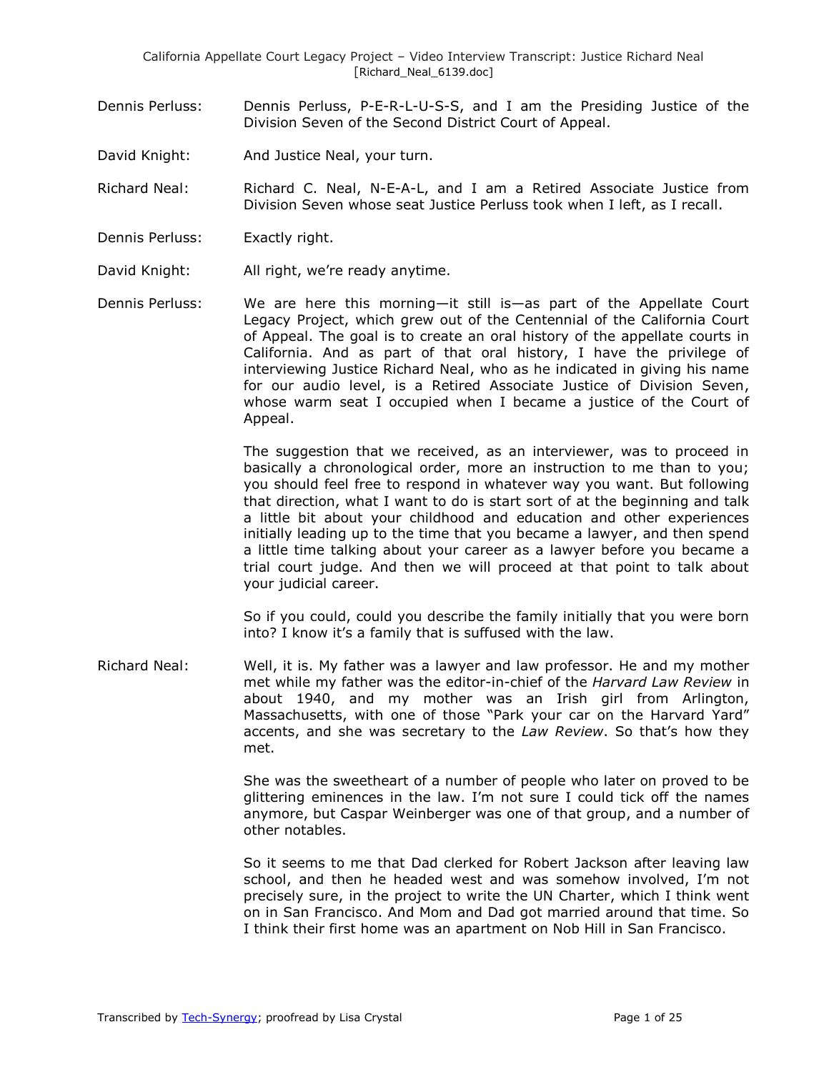Dennis Perluss: Dennis Perluss, P-E-R-L-U-S-S, and I am the Presiding Justice of the Division Seven of the Second District Court of Appeal.

David Knight: And Justice Neal, your turn.

Richard Neal: Richard C. Neal, N-E-A-L, and I am a Retired Associate Justice from Division Seven whose seat Justice Perluss took when I left, as I recall.

Dennis Perluss: Exactly right.

David Knight: All right, we're ready anytime.

Dennis Perluss: We are here this morning—it still is—as part of the Appellate Court Legacy Project, which grew out of the Centennial of the California Court of Appeal. The goal is to create an oral history of the appellate courts in California. And as part of that oral history, I have the privilege of interviewing Justice Richard Neal, who as he indicated in giving his name for our audio level, is a Retired Associate Justice of Division Seven, whose warm seat I occupied when I became a justice of the Court of Appeal.

The suggestion that we received, as an interviewer, was to proceed in basically a chronological order, more an instruction to me than to you; you should feel free to respond in whatever way you want. But following that direction, what I want to do is start sort of at the beginning and talk a little bit about your childhood and education and other experiences initially leading up to the time that you became a lawyer, and then spend a little time talking about your career as a lawyer before you became a trial court judge. And then we will proceed at that point to talk about your judicial career.

So if you could, could you describe the family initially that you were born into? I know it's a family that is suffused with the law.

Richard Neal: Well, it is. My father was a lawyer and law professor. He and my mother met while my father was the editor-in-chief of the *Harvard Law Review* in about 1940, and my mother was an Irish girl from Arlington, Massachusetts, with one of those "Park your car on the Harvard Yard" accents, and she was secretary to the *Law Review*. So that's how they met.

She was the sweetheart of a number of people who later on proved to be glittering eminences in the law. I'm not sure I could tick off the names anymore, but Caspar Weinberger was one of that group, and a number of other notables.

So it seems to me that Dad clerked for Robert Jackson after leaving law school, and then he headed west and was somehow involved, I'm not precisely sure, in the project to write the UN Charter, which I think went on in San Francisco. And Mom and Dad got married around that time. So I think their first home was an apartment on Nob Hill in San Francisco.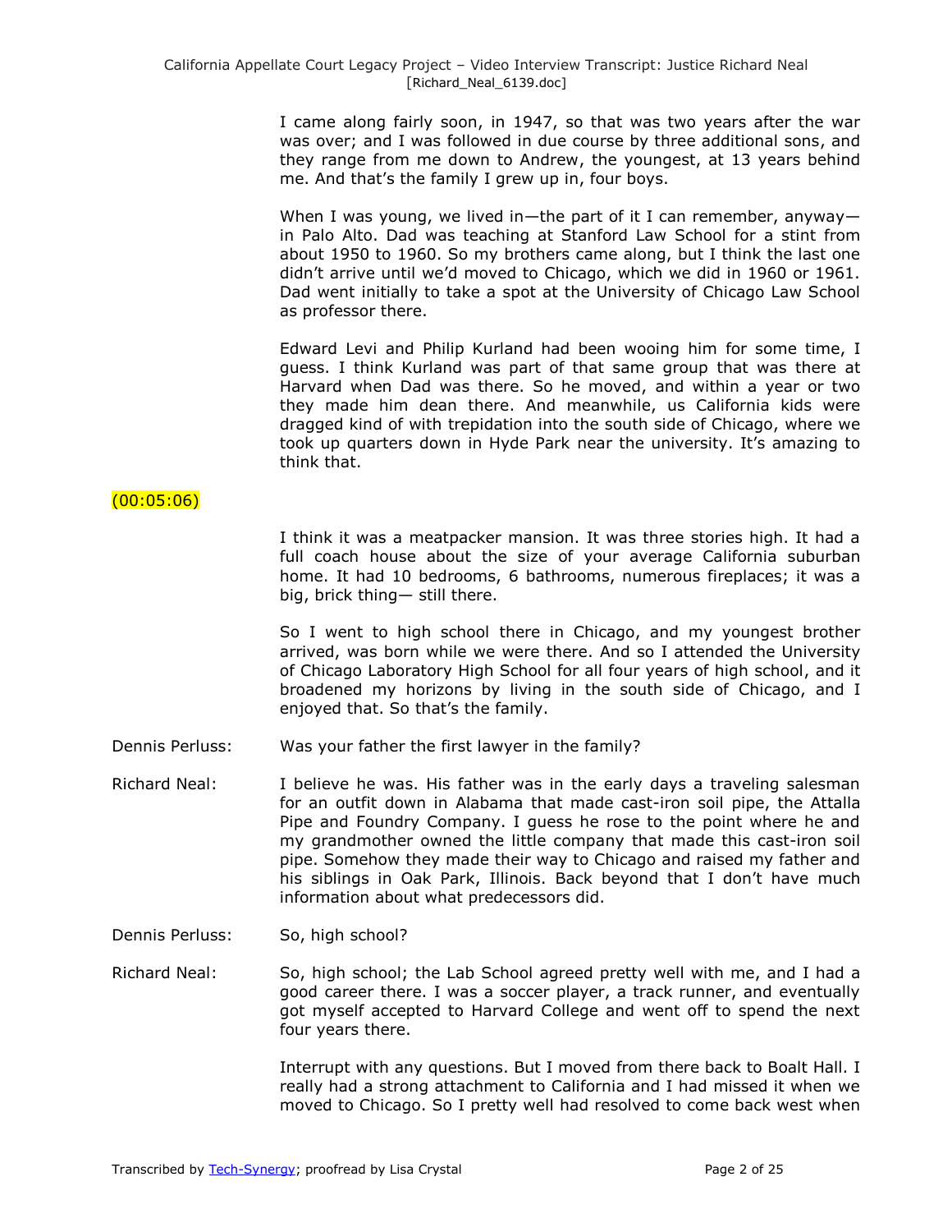I came along fairly soon, in 1947, so that was two years after the war was over; and I was followed in due course by three additional sons, and they range from me down to Andrew, the youngest, at 13 years behind me. And that's the family I grew up in, four boys.

When I was young, we lived in—the part of it I can remember, anyway—in Palo Alto. Dad was teaching at Stanford Law School for a stint from about 1950 to 1960. So my brothers came along, but I think the last one didn't arrive until we'd moved to Chicago, which we did in 1960 or 1961. Dad went initially to take a spot at the University of Chicago Law School as professor there.

Edward Levi and Philip Kurland had been wooing him for some time, I guess. I think Kurland was part of that same group that was there at Harvard when Dad was there. So he moved, and within a year or two they made him dean there. And meanwhile, us California kids were dragged kind of with trepidation into the south side of Chicago, where we took up quarters down in Hyde Park near the university. It's amazing to think that.

(00:05:06)

I think it was a meatpacker mansion. It was three stories high. It had a full coach house about the size of your average California suburban home. It had 10 bedrooms, 6 bathrooms, numerous fireplaces; it was a big, brick thing— still there.

So I went to high school there in Chicago, and my youngest brother arrived, was born while we were there. And so I attended the University of Chicago Laboratory High School for all four years of high school, and it broadened my horizons by living in the south side of Chicago, and I enjoyed that. So that's the family.

Dennis Perluss: Was your father the first lawyer in the family?

Richard Neal: I believe he was. His father was in the early days a traveling salesman for an outfit down in Alabama that made cast-iron soil pipe, the Attalla Pipe and Foundry Company. I guess he rose to the point where he and my grandmother owned the little company that made this cast-iron soil pipe. Somehow they made their way to Chicago and raised my father and his siblings in Oak Park, Illinois. Back beyond that I don't have much information about what predecessors did.

Dennis Perluss: So, high school?

Richard Neal: So, high school; the Lab School agreed pretty well with me, and I had a good career there. I was a soccer player, a track runner, and eventually got myself accepted to Harvard College and went off to spend the next four years there.

Interrupt with any questions. But I moved from there back to Boalt Hall. I really had a strong attachment to California and I had missed it when we moved to Chicago. So I pretty well had resolved to come back west when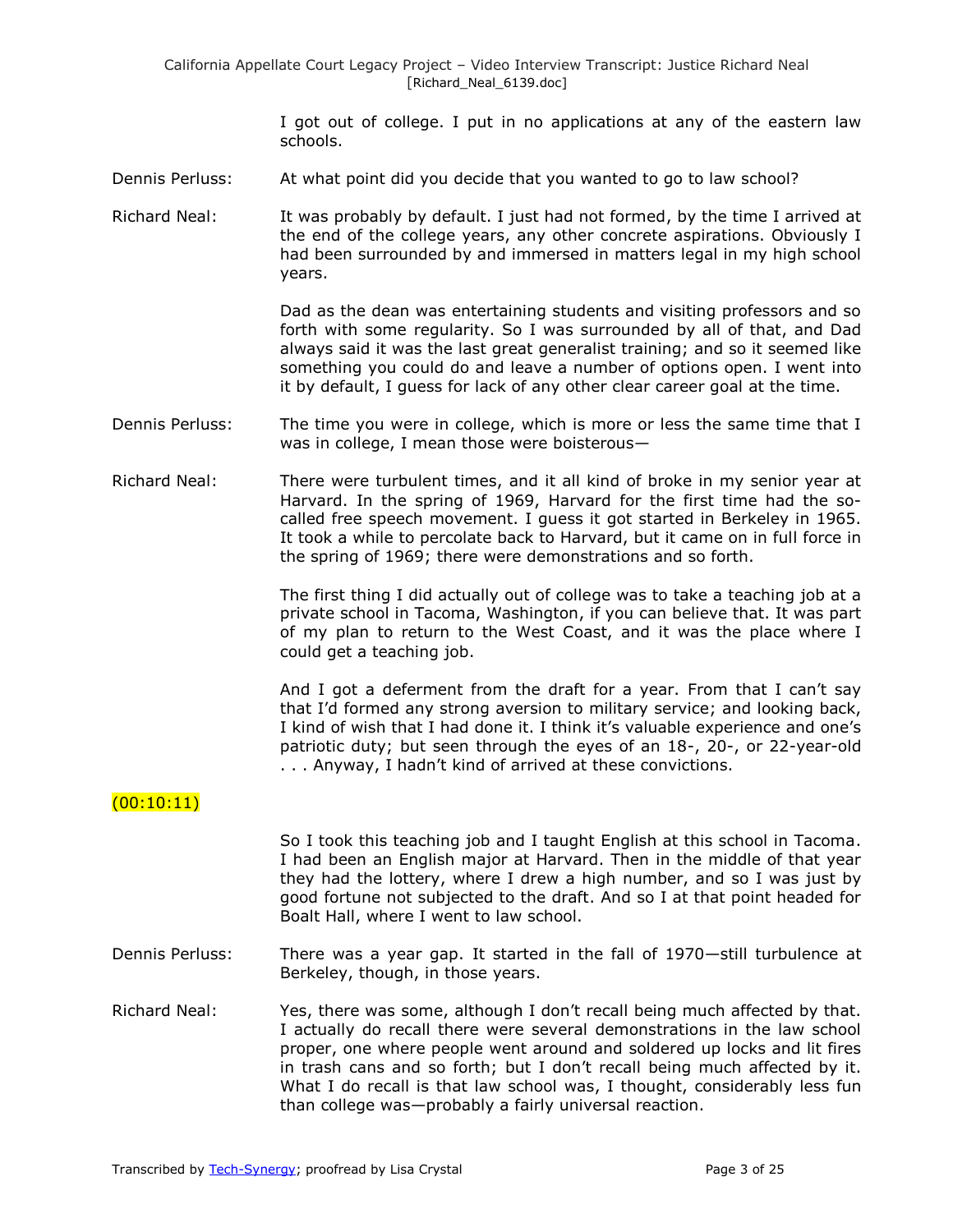I got out of college. I put in no applications at any of the eastern law schools.

Dennis Perluss: At what point did you decide that you wanted to go to law school?

Richard Neal: It was probably by default. I just had not formed, by the time I arrived at the end of the college years, any other concrete aspirations. Obviously I had been surrounded by and immersed in matters legal in my high school years.

Dad as the dean was entertaining students and visiting professors and so forth with some regularity. So I was surrounded by all of that, and Dad always said it was the last great generalist training; and so it seemed like something you could do and leave a number of options open. I went into it by default, I guess for lack of any other clear career goal at the time.

Dennis Perluss: The time you were in college, which is more or less the same time that I was in college, I mean those were boisterous—

Richard Neal: There were turbulent times, and it all kind of broke in my senior year at Harvard. In the spring of 1969, Harvard for the first time had the so-called free speech movement. I guess it got started in Berkeley in 1965. It took a while to percolate back to Harvard, but it came on in full force in the spring of 1969; there were demonstrations and so forth.

The first thing I did actually out of college was to take a teaching job at a private school in Tacoma, Washington, if you can believe that. It was part of my plan to return to the West Coast, and it was the place where I could get a teaching job.

And I got a deferment from the draft for a year. From that I can't say that I'd formed any strong aversion to military service; and looking back, I kind of wish that I had done it. I think it's valuable experience and one's patriotic duty; but seen through the eyes of an 18-, 20-, or 22-year-old . . . Anyway, I hadn't kind of arrived at these convictions.

(00:10:11)

So I took this teaching job and I taught English at this school in Tacoma. I had been an English major at Harvard. Then in the middle of that year they had the lottery, where I drew a high number, and so I was just by good fortune not subjected to the draft. And so I at that point headed for Boalt Hall, where I went to law school.

Dennis Perluss: There was a year gap. It started in the fall of 1970—still turbulence at Berkeley, though, in those years.

Richard Neal: Yes, there was some, although I don't recall being much affected by that. I actually do recall there were several demonstrations in the law school proper, one where people went around and soldered up locks and lit fires in trash cans and so forth; but I don't recall being much affected by it. What I do recall is that law school was, I thought, considerably less fun than college was—probably a fairly universal reaction.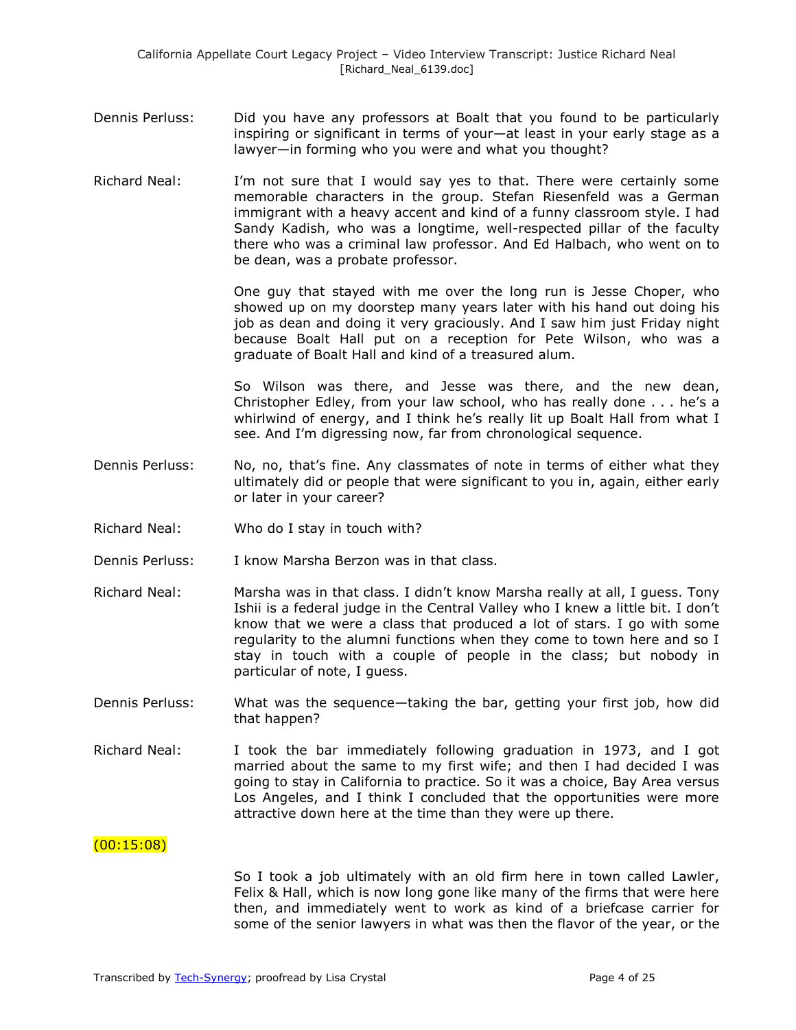Dennis Perluss: Did you have any professors at Boalt that you found to be particularly inspiring or significant in terms of your—at least in your early stage as a lawyer—in forming who you were and what you thought?

Richard Neal: I'm not sure that I would say yes to that. There were certainly some memorable characters in the group. Stefan Riesenfeld was a German immigrant with a heavy accent and kind of a funny classroom style. I had Sandy Kadish, who was a longtime, well-respected pillar of the faculty there who was a criminal law professor. And Ed Halbach, who went on to be dean, was a probate professor.

One guy that stayed with me over the long run is Jesse Choper, who showed up on my doorstep many years later with his hand out doing his job as dean and doing it very graciously. And I saw him just Friday night because Boalt Hall put on a reception for Pete Wilson, who was a graduate of Boalt Hall and kind of a treasured alum.

So Wilson was there, and Jesse was there, and the new dean, Christopher Edley, from your law school, who has really done . . . he's a whirlwind of energy, and I think he's really lit up Boalt Hall from what I see. And I'm digressing now, far from chronological sequence.

Dennis Perluss: No, no, that's fine. Any classmates of note in terms of either what they ultimately did or people that were significant to you in, again, either early or later in your career?

Richard Neal: Who do I stay in touch with?

Dennis Perluss: I know Marsha Berzon was in that class.

Richard Neal: Marsha was in that class. I didn't know Marsha really at all, I guess. Tony Ishii is a federal judge in the Central Valley who I knew a little bit. I don't know that we were a class that produced a lot of stars. I go with some regularity to the alumni functions when they come to town here and so I stay in touch with a couple of people in the class; but nobody in particular of note, I guess.

Dennis Perluss: What was the sequence—taking the bar, getting your first job, how did that happen?

Richard Neal: I took the bar immediately following graduation in 1973, and I got married about the same to my first wife; and then I had decided I was going to stay in California to practice. So it was a choice, Bay Area versus Los Angeles, and I think I concluded that the opportunities were more attractive down here at the time than they were up there.

(00:15:08)

So I took a job ultimately with an old firm here in town called Lawler, Felix & Hall, which is now long gone like many of the firms that were here then, and immediately went to work as kind of a briefcase carrier for some of the senior lawyers in what was then the flavor of the year, or the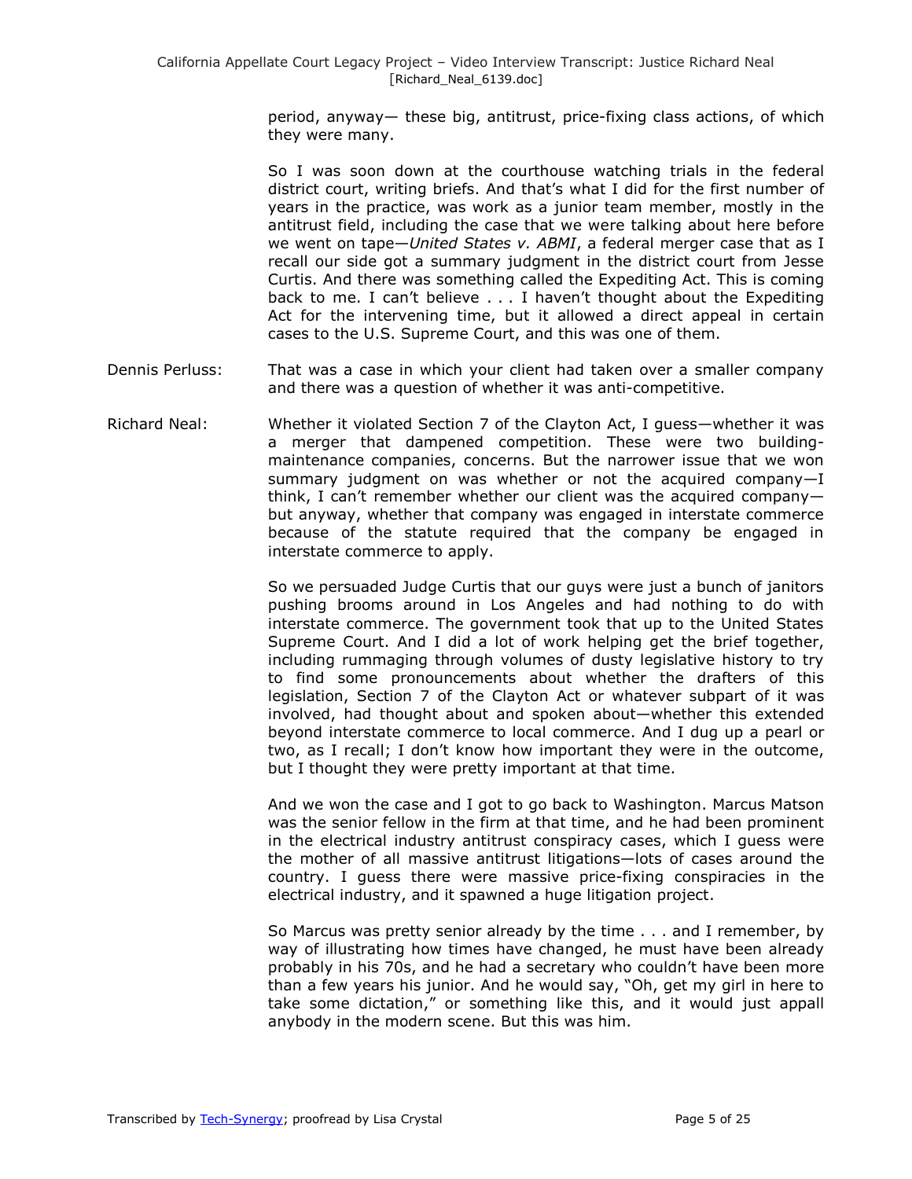period, anyway— these big, antitrust, price-fixing class actions, of which they were many.

So I was soon down at the courthouse watching trials in the federal district court, writing briefs. And that's what I did for the first number of years in the practice, was work as a junior team member, mostly in the antitrust field, including the case that we were talking about here before we went on tape—*United States v. ABMI*, a federal merger case that as I recall our side got a summary judgment in the district court from Jesse Curtis. And there was something called the Expediting Act. This is coming back to me. I can't believe . . . I haven't thought about the Expediting Act for the intervening time, but it allowed a direct appeal in certain cases to the U.S. Supreme Court, and this was one of them.

Dennis Perluss: That was a case in which your client had taken over a smaller company and there was a question of whether it was anti-competitive.

Richard Neal: Whether it violated Section 7 of the Clayton Act, I guess—whether it was a merger that dampened competition. These were two building-maintenance companies, concerns. But the narrower issue that we won summary judgment on was whether or not the acquired company—I think, I can't remember whether our client was the acquired company—but anyway, whether that company was engaged in interstate commerce because of the statute required that the company be engaged in interstate commerce to apply.

So we persuaded Judge Curtis that our guys were just a bunch of janitors pushing brooms around in Los Angeles and had nothing to do with interstate commerce. The government took that up to the United States Supreme Court. And I did a lot of work helping get the brief together, including rummaging through volumes of dusty legislative history to try to find some pronouncements about whether the drafters of this legislation, Section 7 of the Clayton Act or whatever subpart of it was involved, had thought about and spoken about—whether this extended beyond interstate commerce to local commerce. And I dug up a pearl or two, as I recall; I don't know how important they were in the outcome, but I thought they were pretty important at that time.

And we won the case and I got to go back to Washington. Marcus Matson was the senior fellow in the firm at that time, and he had been prominent in the electrical industry antitrust conspiracy cases, which I guess were the mother of all massive antitrust litigations—lots of cases around the country. I guess there were massive price-fixing conspiracies in the electrical industry, and it spawned a huge litigation project.

So Marcus was pretty senior already by the time . . . and I remember, by way of illustrating how times have changed, he must have been already probably in his 70s, and he had a secretary who couldn't have been more than a few years his junior. And he would say, "Oh, get my girl in here to take some dictation," or something like this, and it would just appall anybody in the modern scene. But this was him.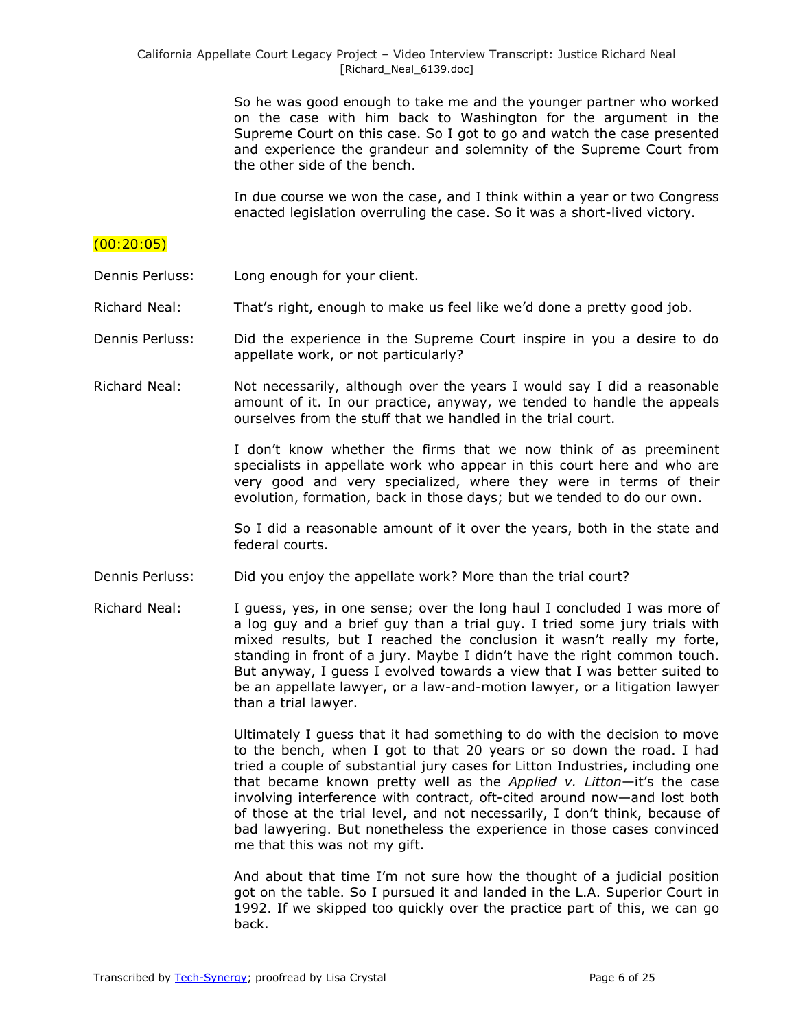So he was good enough to take me and the younger partner who worked on the case with him back to Washington for the argument in the Supreme Court on this case. So I got to go and watch the case presented and experience the grandeur and solemnity of the Supreme Court from the other side of the bench.

In due course we won the case, and I think within a year or two Congress enacted legislation overruling the case. So it was a short-lived victory.

(00:20:05)

Dennis Perluss: Long enough for your client.

Richard Neal: That's right, enough to make us feel like we'd done a pretty good job.

Dennis Perluss: Did the experience in the Supreme Court inspire in you a desire to do appellate work, or not particularly?

Richard Neal: Not necessarily, although over the years I would say I did a reasonable amount of it. In our practice, anyway, we tended to handle the appeals ourselves from the stuff that we handled in the trial court.

I don't know whether the firms that we now think of as preeminent specialists in appellate work who appear in this court here and who are very good and very specialized, where they were in terms of their evolution, formation, back in those days; but we tended to do our own.

So I did a reasonable amount of it over the years, both in the state and federal courts.

Dennis Perluss: Did you enjoy the appellate work? More than the trial court?

Richard Neal: I guess, yes, in one sense; over the long haul I concluded I was more of a log guy and a brief guy than a trial guy. I tried some jury trials with mixed results, but I reached the conclusion it wasn't really my forte, standing in front of a jury. Maybe I didn't have the right common touch. But anyway, I guess I evolved towards a view that I was better suited to be an appellate lawyer, or a law-and-motion lawyer, or a litigation lawyer than a trial lawyer.

Ultimately I guess that it had something to do with the decision to move to the bench, when I got to that 20 years or so down the road. I had tried a couple of substantial jury cases for Litton Industries, including one that became known pretty well as the *Applied v. Litton*—it's the case involving interference with contract, oft-cited around now—and lost both of those at the trial level, and not necessarily, I don't think, because of bad lawyering. But nonetheless the experience in those cases convinced me that this was not my gift.

And about that time I'm not sure how the thought of a judicial position got on the table. So I pursued it and landed in the L.A. Superior Court in 1992. If we skipped too quickly over the practice part of this, we can go back.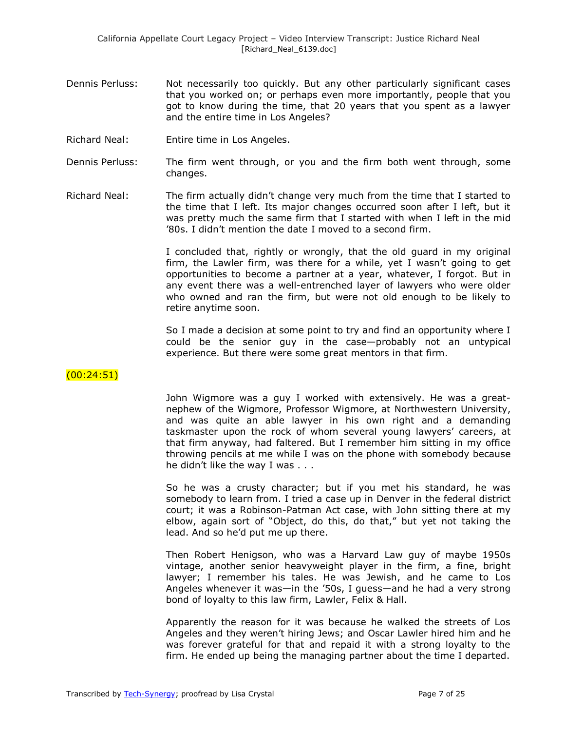Dennis Perluss: Not necessarily too quickly. But any other particularly significant cases that you worked on; or perhaps even more importantly, people that you got to know during the time, that 20 years that you spent as a lawyer and the entire time in Los Angeles?

Richard Neal: Entire time in Los Angeles.

Dennis Perluss: The firm went through, or you and the firm both went through, some changes.

Richard Neal: The firm actually didn't change very much from the time that I started to the time that I left. Its major changes occurred soon after I left, but it was pretty much the same firm that I started with when I left in the mid '80s. I didn't mention the date I moved to a second firm.

I concluded that, rightly or wrongly, that the old guard in my original firm, the Lawler firm, was there for a while, yet I wasn't going to get opportunities to become a partner at a year, whatever, I forgot. But in any event there was a well-entrenched layer of lawyers who were older who owned and ran the firm, but were not old enough to be likely to retire anytime soon.

So I made a decision at some point to try and find an opportunity where I could be the senior guy in the case—probably not an untypical experience. But there were some great mentors in that firm.

(00:24:51)

John Wigmore was a guy I worked with extensively. He was a great-nephew of the Wigmore, Professor Wigmore, at Northwestern University, and was quite an able lawyer in his own right and a demanding taskmaster upon the rock of whom several young lawyers' careers, at that firm anyway, had faltered. But I remember him sitting in my office throwing pencils at me while I was on the phone with somebody because he didn't like the way I was . . .

So he was a crusty character; but if you met his standard, he was somebody to learn from. I tried a case up in Denver in the federal district court; it was a Robinson-Patman Act case, with John sitting there at my elbow, again sort of "Object, do this, do that," but yet not taking the lead. And so he'd put me up there.

Then Robert Henigson, who was a Harvard Law guy of maybe 1950s vintage, another senior heavyweight player in the firm, a fine, bright lawyer; I remember his tales. He was Jewish, and he came to Los Angeles whenever it was—in the '50s, I guess—and he had a very strong bond of loyalty to this law firm, Lawler, Felix & Hall.

Apparently the reason for it was because he walked the streets of Los Angeles and they weren't hiring Jews; and Oscar Lawler hired him and he was forever grateful for that and repaid it with a strong loyalty to the firm. He ended up being the managing partner about the time I departed.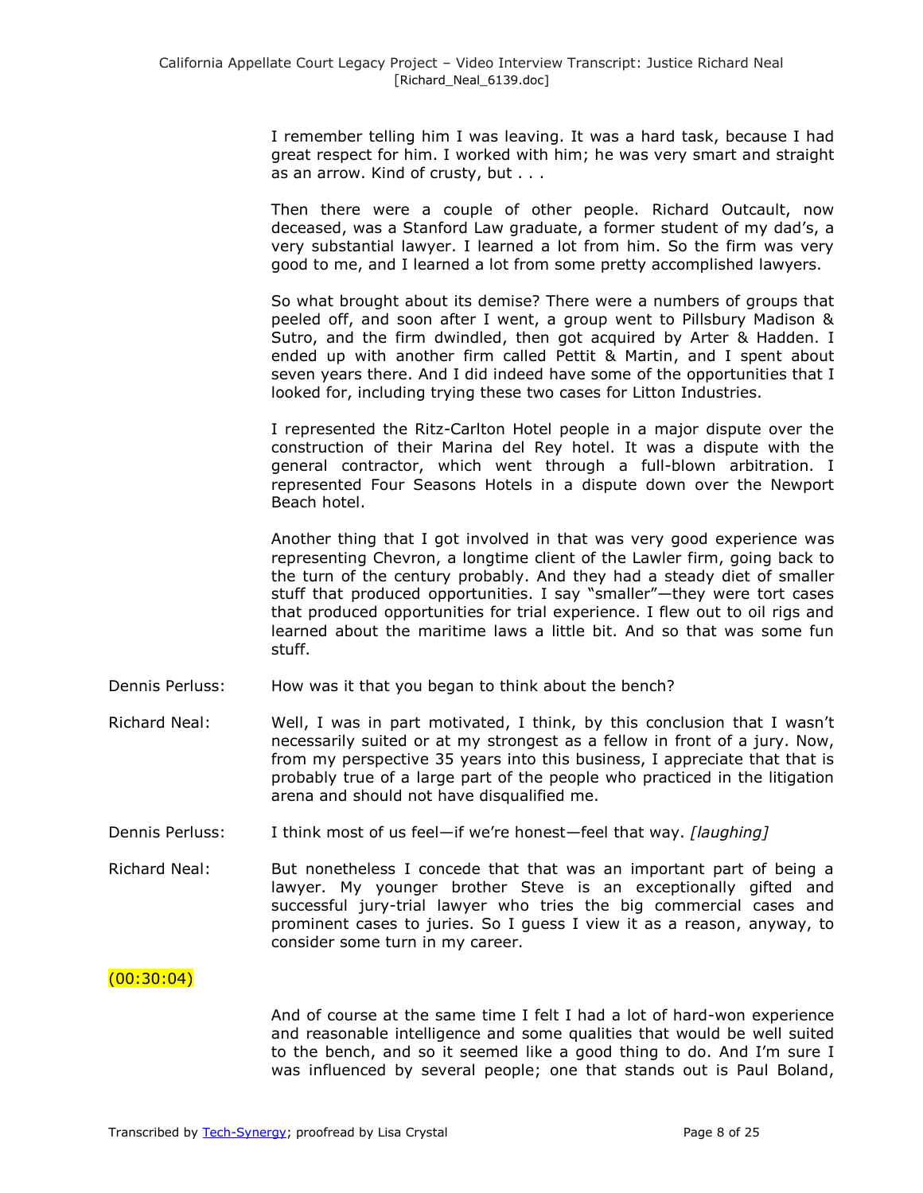I remember telling him I was leaving. It was a hard task, because I had great respect for him. I worked with him; he was very smart and straight as an arrow. Kind of crusty, but . . .

Then there were a couple of other people. Richard Outcault, now deceased, was a Stanford Law graduate, a former student of my dad's, a very substantial lawyer. I learned a lot from him. So the firm was very good to me, and I learned a lot from some pretty accomplished lawyers.

So what brought about its demise? There were a numbers of groups that peeled off, and soon after I went, a group went to Pillsbury Madison & Sutro, and the firm dwindled, then got acquired by Arter & Hadden. I ended up with another firm called Pettit & Martin, and I spent about seven years there. And I did indeed have some of the opportunities that I looked for, including trying these two cases for Litton Industries.

I represented the Ritz-Carlton Hotel people in a major dispute over the construction of their Marina del Rey hotel. It was a dispute with the general contractor, which went through a full-blown arbitration. I represented Four Seasons Hotels in a dispute down over the Newport Beach hotel.

Another thing that I got involved in that was very good experience was representing Chevron, a longtime client of the Lawler firm, going back to the turn of the century probably. And they had a steady diet of smaller stuff that produced opportunities. I say "smaller"—they were tort cases that produced opportunities for trial experience. I flew out to oil rigs and learned about the maritime laws a little bit. And so that was some fun stuff.

Dennis Perluss: How was it that you began to think about the bench?

Richard Neal: Well, I was in part motivated, I think, by this conclusion that I wasn't necessarily suited or at my strongest as a fellow in front of a jury. Now, from my perspective 35 years into this business, I appreciate that that is probably true of a large part of the people who practiced in the litigation arena and should not have disqualified me.

Dennis Perluss: I think most of us feel—if we're honest—feel that way. *[laughing]*

Richard Neal: But nonetheless I concede that that was an important part of being a lawyer. My younger brother Steve is an exceptionally gifted and successful jury-trial lawyer who tries the big commercial cases and prominent cases to juries. So I guess I view it as a reason, anyway, to consider some turn in my career.

(00:30:04)

And of course at the same time I felt I had a lot of hard-won experience and reasonable intelligence and some qualities that would be well suited to the bench, and so it seemed like a good thing to do. And I'm sure I was influenced by several people; one that stands out is Paul Boland,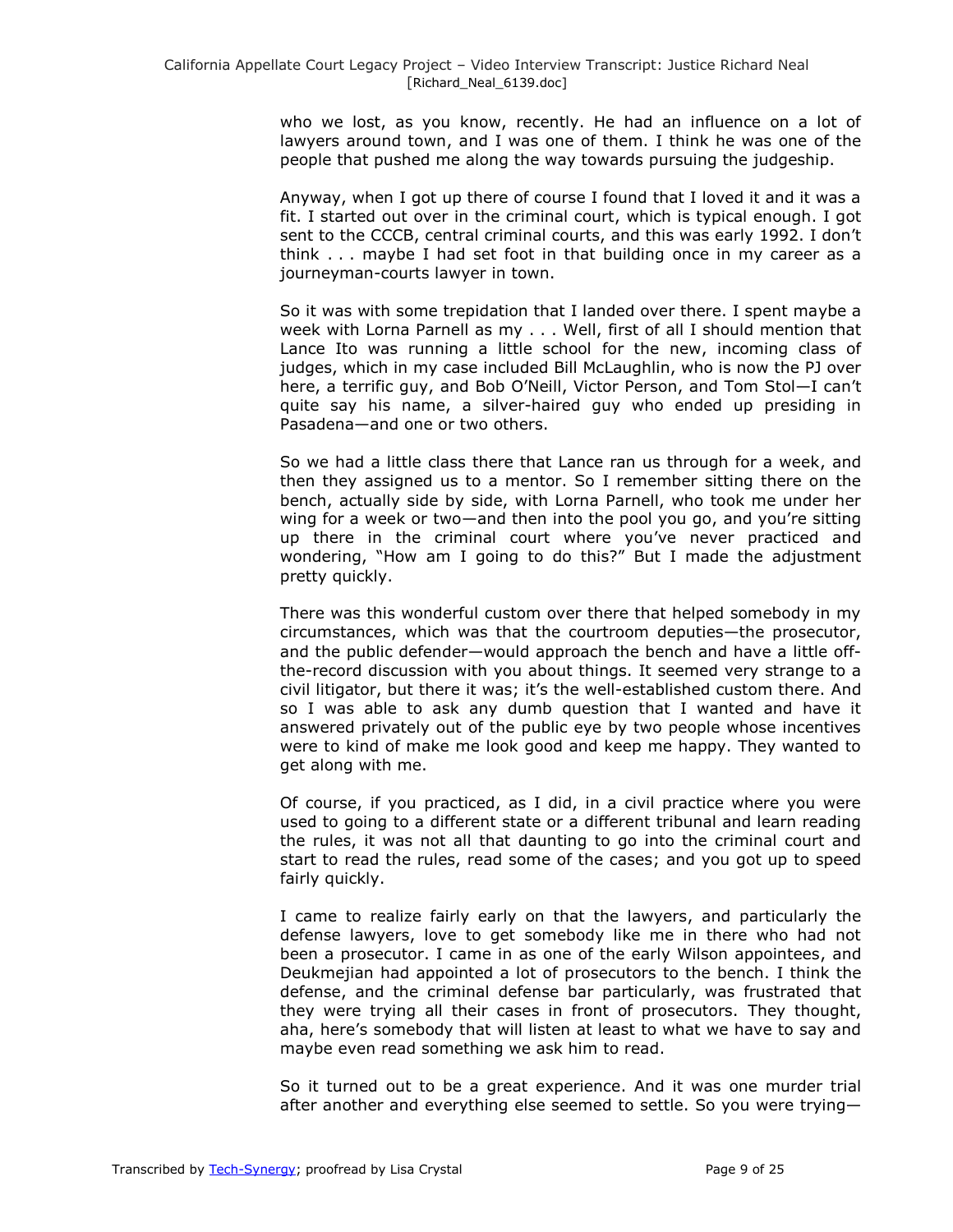who we lost, as you know, recently. He had an influence on a lot of lawyers around town, and I was one of them. I think he was one of the people that pushed me along the way towards pursuing the judgeship.

Anyway, when I got up there of course I found that I loved it and it was a fit. I started out over in the criminal court, which is typical enough. I got sent to the CCCB, central criminal courts, and this was early 1992. I don't think . . . maybe I had set foot in that building once in my career as a journeyman-courts lawyer in town.

So it was with some trepidation that I landed over there. I spent maybe a week with Lorna Parnell as my . . . Well, first of all I should mention that Lance Ito was running a little school for the new, incoming class of judges, which in my case included Bill McLaughlin, who is now the PJ over here, a terrific guy, and Bob O'Neill, Victor Person, and Tom Stol—I can't quite say his name, a silver-haired guy who ended up presiding in Pasadena—and one or two others.

So we had a little class there that Lance ran us through for a week, and then they assigned us to a mentor. So I remember sitting there on the bench, actually side by side, with Lorna Parnell, who took me under her wing for a week or two—and then into the pool you go, and you're sitting up there in the criminal court where you've never practiced and wondering, "How am I going to do this?" But I made the adjustment pretty quickly.

There was this wonderful custom over there that helped somebody in my circumstances, which was that the courtroom deputies—the prosecutor, and the public defender—would approach the bench and have a little off-the-record discussion with you about things. It seemed very strange to a civil litigator, but there it was; it's the well-established custom there. And so I was able to ask any dumb question that I wanted and have it answered privately out of the public eye by two people whose incentives were to kind of make me look good and keep me happy. They wanted to get along with me.

Of course, if you practiced, as I did, in a civil practice where you were used to going to a different state or a different tribunal and learn reading the rules, it was not all that daunting to go into the criminal court and start to read the rules, read some of the cases; and you got up to speed fairly quickly.

I came to realize fairly early on that the lawyers, and particularly the defense lawyers, love to get somebody like me in there who had not been a prosecutor. I came in as one of the early Wilson appointees, and Deukmejian had appointed a lot of prosecutors to the bench. I think the defense, and the criminal defense bar particularly, was frustrated that they were trying all their cases in front of prosecutors. They thought, aha, here's somebody that will listen at least to what we have to say and maybe even read something we ask him to read.

So it turned out to be a great experience. And it was one murder trial after another and everything else seemed to settle. So you were trying—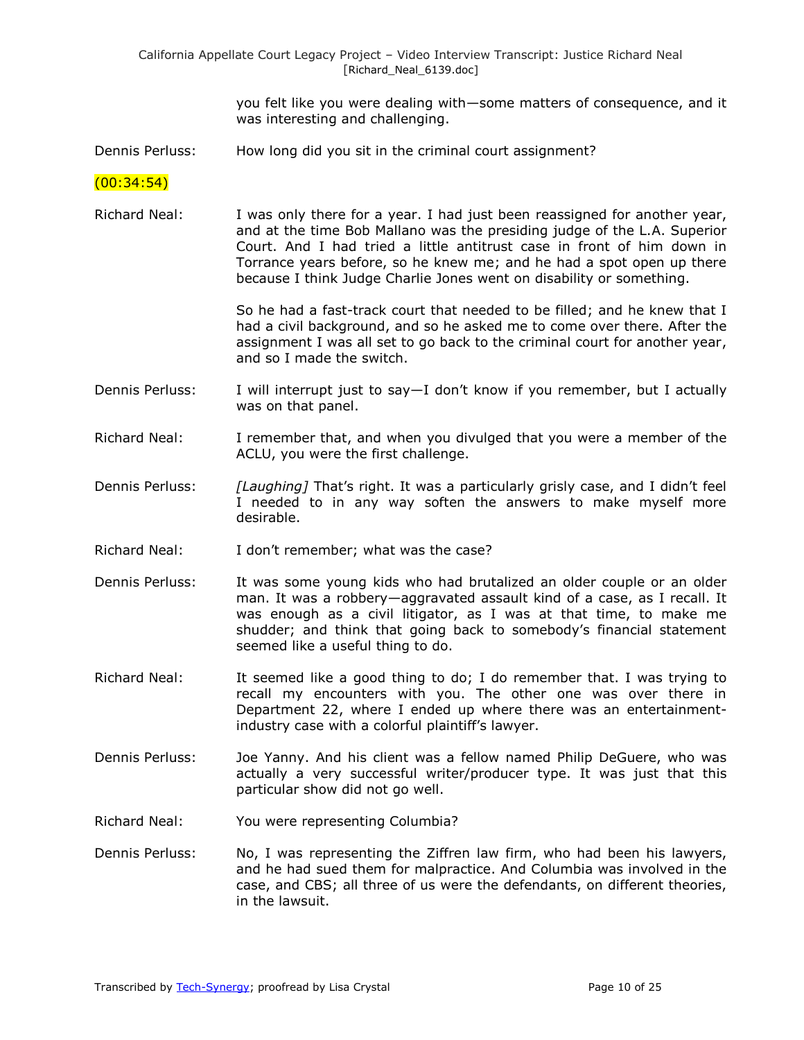you felt like you were dealing with—some matters of consequence, and it was interesting and challenging.

Dennis Perluss: How long did you sit in the criminal court assignment?

(00:34:54)

Richard Neal: I was only there for a year. I had just been reassigned for another year, and at the time Bob Mallano was the presiding judge of the L.A. Superior Court. And I had tried a little antitrust case in front of him down in Torrance years before, so he knew me; and he had a spot open up there because I think Judge Charlie Jones went on disability or something.

So he had a fast-track court that needed to be filled; and he knew that I had a civil background, and so he asked me to come over there. After the assignment I was all set to go back to the criminal court for another year, and so I made the switch.

Dennis Perluss: I will interrupt just to say—I don't know if you remember, but I actually was on that panel.

Richard Neal: I remember that, and when you divulged that you were a member of the ACLU, you were the first challenge.

Dennis Perluss: *[Laughing]* That's right. It was a particularly grisly case, and I didn't feel I needed to in any way soften the answers to make myself more desirable.

Richard Neal: I don't remember; what was the case?

Dennis Perluss: It was some young kids who had brutalized an older couple or an older man. It was a robbery—aggravated assault kind of a case, as I recall. It was enough as a civil litigator, as I was at that time, to make me shudder; and think that going back to somebody's financial statement seemed like a useful thing to do.

Richard Neal: It seemed like a good thing to do; I do remember that. I was trying to recall my encounters with you. The other one was over there in Department 22, where I ended up where there was an entertainment-industry case with a colorful plaintiff's lawyer.

Dennis Perluss: Joe Yanny. And his client was a fellow named Philip DeGuere, who was actually a very successful writer/producer type. It was just that this particular show did not go well.

Richard Neal: You were representing Columbia?

Dennis Perluss: No, I was representing the Ziffren law firm, who had been his lawyers, and he had sued them for malpractice. And Columbia was involved in the case, and CBS; all three of us were the defendants, on different theories, in the lawsuit.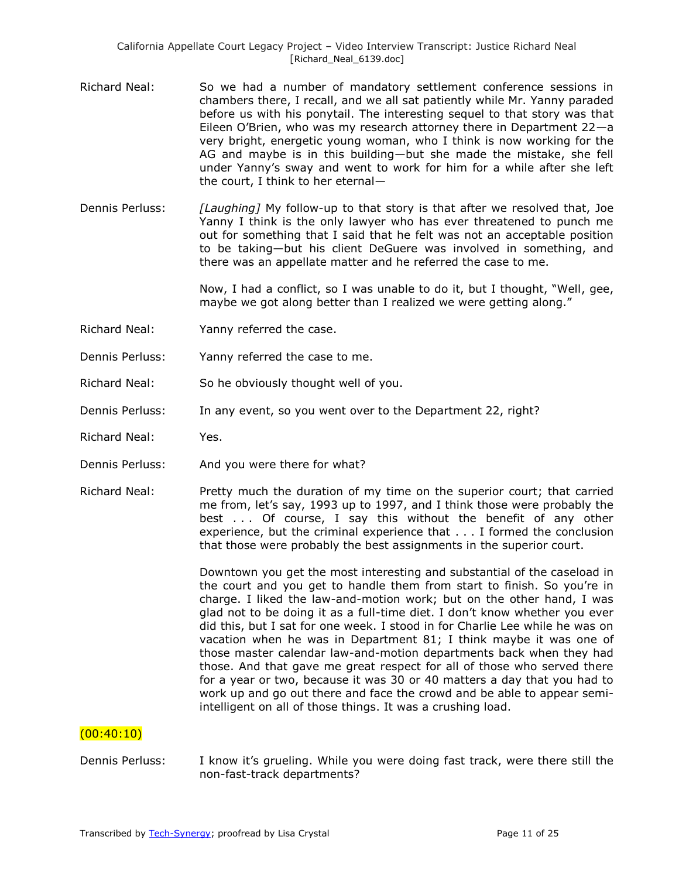Richard Neal: So we had a number of mandatory settlement conference sessions in chambers there, I recall, and we all sat patiently while Mr. Yanny paraded before us with his ponytail. The interesting sequel to that story was that Eileen O'Brien, who was my research attorney there in Department 22—a very bright, energetic young woman, who I think is now working for the AG and maybe is in this building—but she made the mistake, she fell under Yanny's sway and went to work for him for a while after she left the court, I think to her eternal—

Dennis Perluss: *[Laughing]* My follow-up to that story is that after we resolved that, Joe Yanny I think is the only lawyer who has ever threatened to punch me out for something that I said that he felt was not an acceptable position to be taking—but his client DeGuere was involved in something, and there was an appellate matter and he referred the case to me.

Now, I had a conflict, so I was unable to do it, but I thought, "Well, gee, maybe we got along better than I realized we were getting along."

Richard Neal: Yanny referred the case.

Dennis Perluss: Yanny referred the case to me.

Richard Neal: So he obviously thought well of you.

Dennis Perluss: In any event, so you went over to the Department 22, right?

Richard Neal: Yes.

Dennis Perluss: And you were there for what?

Richard Neal: Pretty much the duration of my time on the superior court; that carried me from, let's say, 1993 up to 1997, and I think those were probably the best . . . Of course, I say this without the benefit of any other experience, but the criminal experience that . . . I formed the conclusion that those were probably the best assignments in the superior court.

Downtown you get the most interesting and substantial of the caseload in the court and you get to handle them from start to finish. So you're in charge. I liked the law-and-motion work; but on the other hand, I was glad not to be doing it as a full-time diet. I don't know whether you ever did this, but I sat for one week. I stood in for Charlie Lee while he was on vacation when he was in Department 81; I think maybe it was one of those master calendar law-and-motion departments back when they had those. And that gave me great respect for all of those who served there for a year or two, because it was 30 or 40 matters a day that you had to work up and go out there and face the crowd and be able to appear semi-intelligent on all of those things. It was a crushing load.

(00:40:10)

Dennis Perluss: I know it's grueling. While you were doing fast track, were there still the non-fast-track departments?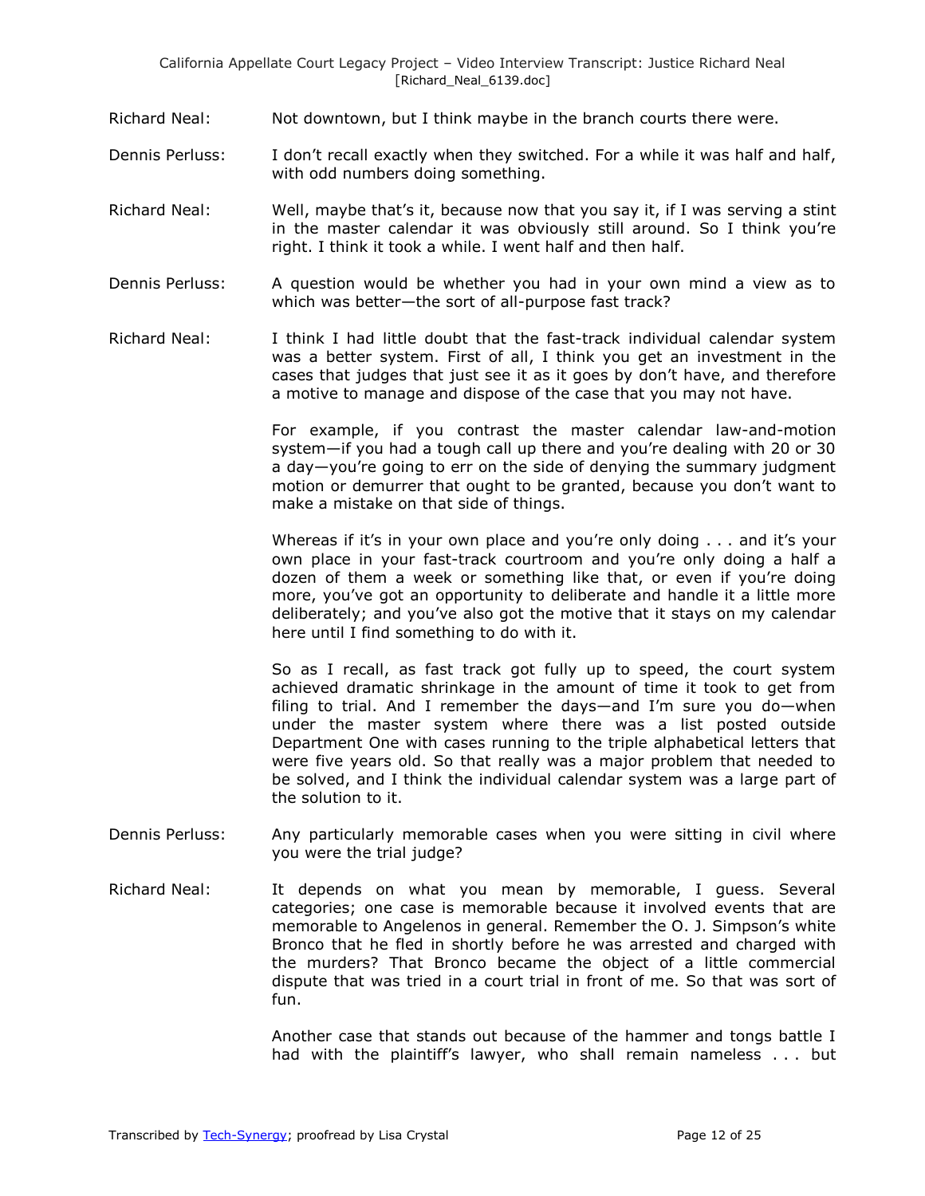Richard Neal: Not downtown, but I think maybe in the branch courts there were.

Dennis Perluss: I don't recall exactly when they switched. For a while it was half and half, with odd numbers doing something.

Richard Neal: Well, maybe that's it, because now that you say it, if I was serving a stint in the master calendar it was obviously still around. So I think you're right. I think it took a while. I went half and then half.

Dennis Perluss: A question would be whether you had in your own mind a view as to which was better—the sort of all-purpose fast track?

Richard Neal: I think I had little doubt that the fast-track individual calendar system was a better system. First of all, I think you get an investment in the cases that judges that just see it as it goes by don't have, and therefore a motive to manage and dispose of the case that you may not have.

For example, if you contrast the master calendar law-and-motion system—if you had a tough call up there and you're dealing with 20 or 30 a day—you're going to err on the side of denying the summary judgment motion or demurrer that ought to be granted, because you don't want to make a mistake on that side of things.

Whereas if it's in your own place and you're only doing . . . and it's your own place in your fast-track courtroom and you're only doing a half a dozen of them a week or something like that, or even if you're doing more, you've got an opportunity to deliberate and handle it a little more deliberately; and you've also got the motive that it stays on my calendar here until I find something to do with it.

So as I recall, as fast track got fully up to speed, the court system achieved dramatic shrinkage in the amount of time it took to get from filing to trial. And I remember the days—and I'm sure you do—when under the master system where there was a list posted outside Department One with cases running to the triple alphabetical letters that were five years old. So that really was a major problem that needed to be solved, and I think the individual calendar system was a large part of the solution to it.

Dennis Perluss: Any particularly memorable cases when you were sitting in civil where you were the trial judge?

Richard Neal: It depends on what you mean by memorable, I guess. Several categories; one case is memorable because it involved events that are memorable to Angelenos in general. Remember the O. J. Simpson's white Bronco that he fled in shortly before he was arrested and charged with the murders? That Bronco became the object of a little commercial dispute that was tried in a court trial in front of me. So that was sort of fun.

Another case that stands out because of the hammer and tongs battle I had with the plaintiff's lawyer, who shall remain nameless . . . but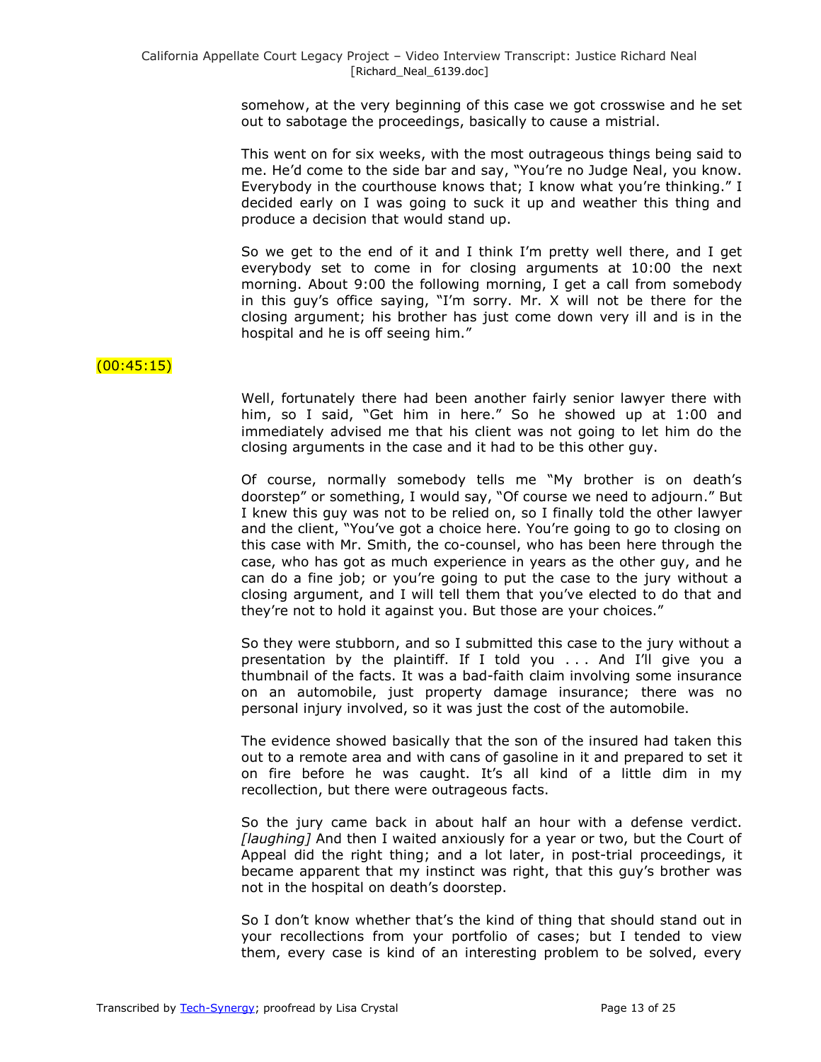somehow, at the very beginning of this case we got crosswise and he set out to sabotage the proceedings, basically to cause a mistrial.

This went on for six weeks, with the most outrageous things being said to me. He'd come to the side bar and say, "You're no Judge Neal, you know. Everybody in the courthouse knows that; I know what you're thinking." I decided early on I was going to suck it up and weather this thing and produce a decision that would stand up.

So we get to the end of it and I think I'm pretty well there, and I get everybody set to come in for closing arguments at 10:00 the next morning. About 9:00 the following morning, I get a call from somebody in this guy's office saying, "I'm sorry. Mr. X will not be there for the closing argument; his brother has just come down very ill and is in the hospital and he is off seeing him."

(00:45:15)

Well, fortunately there had been another fairly senior lawyer there with him, so I said, "Get him in here." So he showed up at 1:00 and immediately advised me that his client was not going to let him do the closing arguments in the case and it had to be this other guy.

Of course, normally somebody tells me "My brother is on death's doorstep" or something, I would say, "Of course we need to adjourn." But I knew this guy was not to be relied on, so I finally told the other lawyer and the client, "You've got a choice here. You're going to go to closing on this case with Mr. Smith, the co-counsel, who has been here through the case, who has got as much experience in years as the other guy, and he can do a fine job; or you're going to put the case to the jury without a closing argument, and I will tell them that you've elected to do that and they're not to hold it against you. But those are your choices."

So they were stubborn, and so I submitted this case to the jury without a presentation by the plaintiff. If I told you . . . And I'll give you a thumbnail of the facts. It was a bad-faith claim involving some insurance on an automobile, just property damage insurance; there was no personal injury involved, so it was just the cost of the automobile.

The evidence showed basically that the son of the insured had taken this out to a remote area and with cans of gasoline in it and prepared to set it on fire before he was caught. It's all kind of a little dim in my recollection, but there were outrageous facts.

So the jury came back in about half an hour with a defense verdict. *[laughing]* And then I waited anxiously for a year or two, but the Court of Appeal did the right thing; and a lot later, in post-trial proceedings, it became apparent that my instinct was right, that this guy's brother was not in the hospital on death's doorstep.

So I don't know whether that's the kind of thing that should stand out in your recollections from your portfolio of cases; but I tended to view them, every case is kind of an interesting problem to be solved, every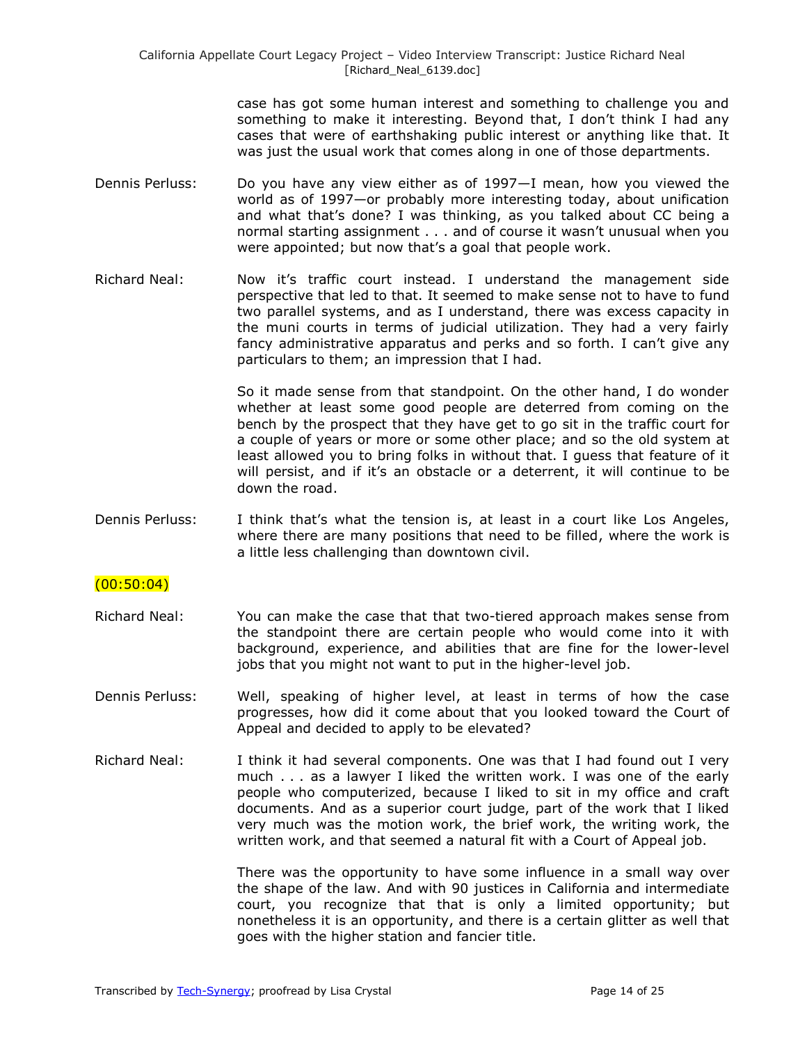case has got some human interest and something to challenge you and something to make it interesting. Beyond that, I don't think I had any cases that were of earthshaking public interest or anything like that. It was just the usual work that comes along in one of those departments.

Dennis Perluss: Do you have any view either as of 1997—I mean, how you viewed the world as of 1997—or probably more interesting today, about unification and what that's done? I was thinking, as you talked about CC being a normal starting assignment . . . and of course it wasn't unusual when you were appointed; but now that's a goal that people work.

Richard Neal: Now it's traffic court instead. I understand the management side perspective that led to that. It seemed to make sense not to have to fund two parallel systems, and as I understand, there was excess capacity in the muni courts in terms of judicial utilization. They had a very fairly fancy administrative apparatus and perks and so forth. I can't give any particulars to them; an impression that I had.

So it made sense from that standpoint. On the other hand, I do wonder whether at least some good people are deterred from coming on the bench by the prospect that they have get to go sit in the traffic court for a couple of years or more or some other place; and so the old system at least allowed you to bring folks in without that. I guess that feature of it will persist, and if it's an obstacle or a deterrent, it will continue to be down the road.

Dennis Perluss: I think that's what the tension is, at least in a court like Los Angeles, where there are many positions that need to be filled, where the work is a little less challenging than downtown civil.

(00:50:04)

Richard Neal: You can make the case that that two-tiered approach makes sense from the standpoint there are certain people who would come into it with background, experience, and abilities that are fine for the lower-level jobs that you might not want to put in the higher-level job.

Dennis Perluss: Well, speaking of higher level, at least in terms of how the case progresses, how did it come about that you looked toward the Court of Appeal and decided to apply to be elevated?

Richard Neal: I think it had several components. One was that I had found out I very much . . . as a lawyer I liked the written work. I was one of the early people who computerized, because I liked to sit in my office and craft documents. And as a superior court judge, part of the work that I liked very much was the motion work, the brief work, the writing work, the written work, and that seemed a natural fit with a Court of Appeal job.

There was the opportunity to have some influence in a small way over the shape of the law. And with 90 justices in California and intermediate court, you recognize that that is only a limited opportunity; but nonetheless it is an opportunity, and there is a certain glitter as well that goes with the higher station and fancier title.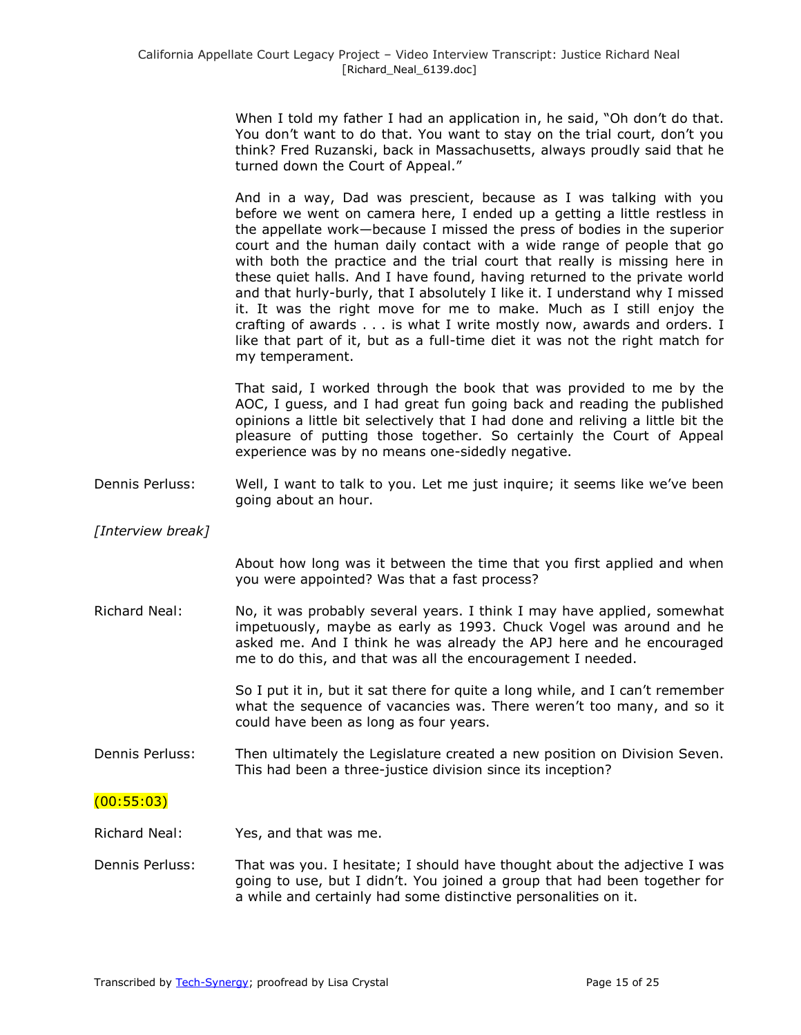When I told my father I had an application in, he said, "Oh don't do that. You don't want to do that. You want to stay on the trial court, don't you think? Fred Ruzanski, back in Massachusetts, always proudly said that he turned down the Court of Appeal."

And in a way, Dad was prescient, because as I was talking with you before we went on camera here, I ended up a getting a little restless in the appellate work—because I missed the press of bodies in the superior court and the human daily contact with a wide range of people that go with both the practice and the trial court that really is missing here in these quiet halls. And I have found, having returned to the private world and that hurly-burly, that I absolutely I like it. I understand why I missed it. It was the right move for me to make. Much as I still enjoy the crafting of awards . . . is what I write mostly now, awards and orders. I like that part of it, but as a full-time diet it was not the right match for my temperament.

That said, I worked through the book that was provided to me by the AOC, I guess, and I had great fun going back and reading the published opinions a little bit selectively that I had done and reliving a little bit the pleasure of putting those together. So certainly the Court of Appeal experience was by no means one-sidedly negative.

Dennis Perluss: Well, I want to talk to you. Let me just inquire; it seems like we've been going about an hour.

*[Interview break]*

About how long was it between the time that you first applied and when you were appointed? Was that a fast process?

Richard Neal: No, it was probably several years. I think I may have applied, somewhat impetuously, maybe as early as 1993. Chuck Vogel was around and he asked me. And I think he was already the APJ here and he encouraged me to do this, and that was all the encouragement I needed.

So I put it in, but it sat there for quite a long while, and I can't remember what the sequence of vacancies was. There weren't too many, and so it could have been as long as four years.

Dennis Perluss: Then ultimately the Legislature created a new position on Division Seven. This had been a three-justice division since its inception?

(00:55:03)

Richard Neal: Yes, and that was me.

Dennis Perluss: That was you. I hesitate; I should have thought about the adjective I was going to use, but I didn't. You joined a group that had been together for a while and certainly had some distinctive personalities on it.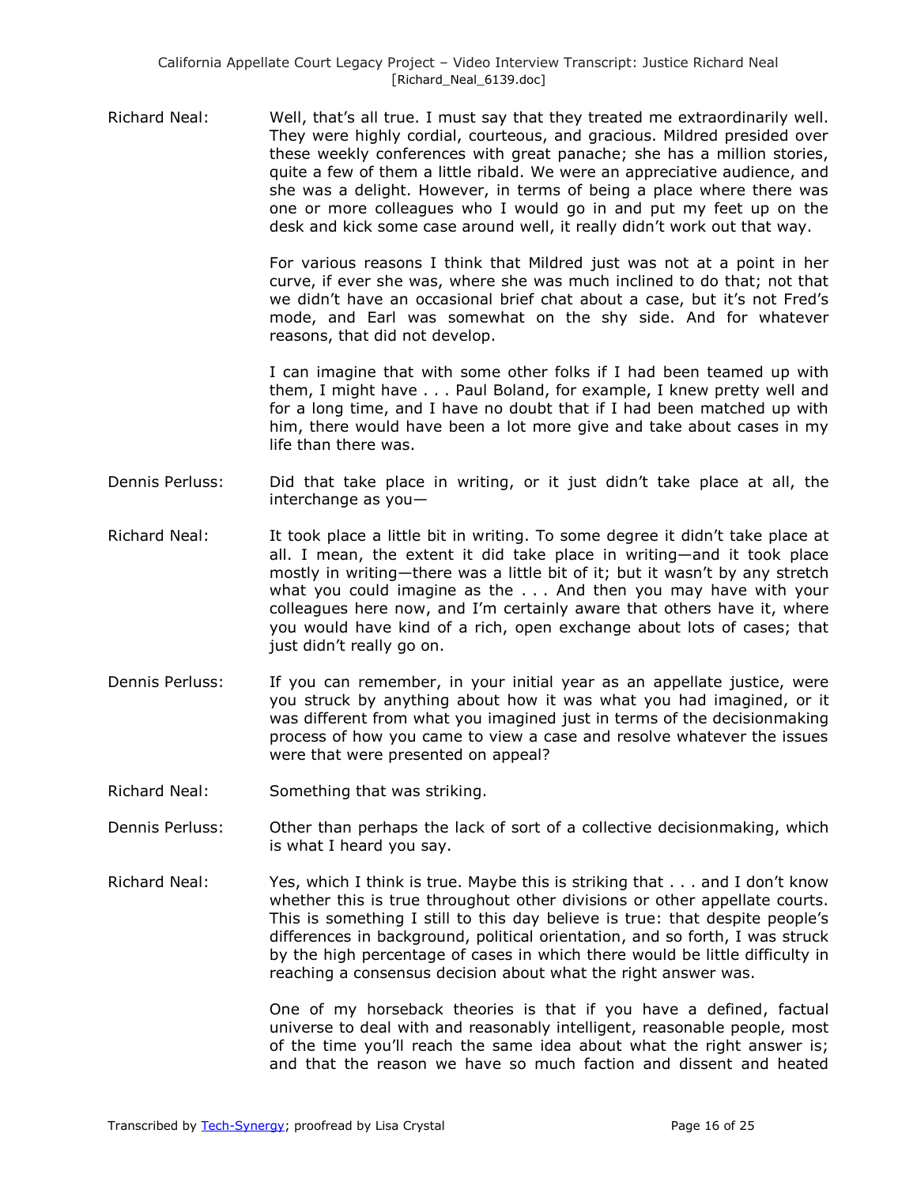Richard Neal: Well, that's all true. I must say that they treated me extraordinarily well. They were highly cordial, courteous, and gracious. Mildred presided over these weekly conferences with great panache; she has a million stories, quite a few of them a little ribald. We were an appreciative audience, and she was a delight. However, in terms of being a place where there was one or more colleagues who I would go in and put my feet up on the desk and kick some case around well, it really didn't work out that way.

For various reasons I think that Mildred just was not at a point in her curve, if ever she was, where she was much inclined to do that; not that we didn't have an occasional brief chat about a case, but it's not Fred's mode, and Earl was somewhat on the shy side. And for whatever reasons, that did not develop.

I can imagine that with some other folks if I had been teamed up with them, I might have . . . Paul Boland, for example, I knew pretty well and for a long time, and I have no doubt that if I had been matched up with him, there would have been a lot more give and take about cases in my life than there was.

Dennis Perluss: Did that take place in writing, or it just didn't take place at all, the interchange as you—

Richard Neal: It took place a little bit in writing. To some degree it didn't take place at all. I mean, the extent it did take place in writing—and it took place mostly in writing—there was a little bit of it; but it wasn't by any stretch what you could imagine as the . . . And then you may have with your colleagues here now, and I'm certainly aware that others have it, where you would have kind of a rich, open exchange about lots of cases; that just didn't really go on.

Dennis Perluss: If you can remember, in your initial year as an appellate justice, were you struck by anything about how it was what you had imagined, or it was different from what you imagined just in terms of the decisionmaking process of how you came to view a case and resolve whatever the issues were that were presented on appeal?

Richard Neal: Something that was striking.

Dennis Perluss: Other than perhaps the lack of sort of a collective decisionmaking, which is what I heard you say.

Richard Neal: Yes, which I think is true. Maybe this is striking that . . . and I don't know whether this is true throughout other divisions or other appellate courts. This is something I still to this day believe is true: that despite people's differences in background, political orientation, and so forth, I was struck by the high percentage of cases in which there would be little difficulty in reaching a consensus decision about what the right answer was.

One of my horseback theories is that if you have a defined, factual universe to deal with and reasonably intelligent, reasonable people, most of the time you'll reach the same idea about what the right answer is; and that the reason we have so much faction and dissent and heated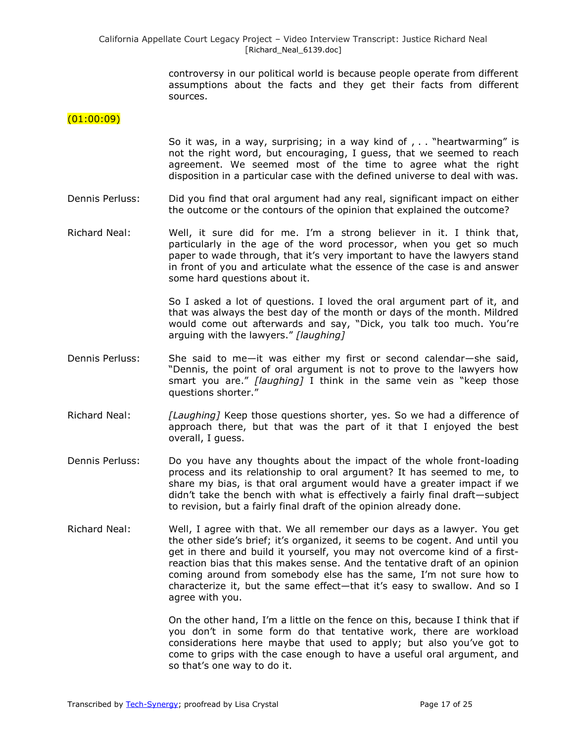controversy in our political world is because people operate from different assumptions about the facts and they get their facts from different sources.

(01:00:09)

So it was, in a way, surprising; in a way kind of , . . "heartwarming" is not the right word, but encouraging, I guess, that we seemed to reach agreement. We seemed most of the time to agree what the right disposition in a particular case with the defined universe to deal with was.

Dennis Perluss: Did you find that oral argument had any real, significant impact on either the outcome or the contours of the opinion that explained the outcome?

Richard Neal: Well, it sure did for me. I'm a strong believer in it. I think that, particularly in the age of the word processor, when you get so much paper to wade through, that it's very important to have the lawyers stand in front of you and articulate what the essence of the case is and answer some hard questions about it.

So I asked a lot of questions. I loved the oral argument part of it, and that was always the best day of the month or days of the month. Mildred would come out afterwards and say, "Dick, you talk too much. You're arguing with the lawyers." *[laughing]*

Dennis Perluss: She said to me—it was either my first or second calendar—she said, "Dennis, the point of oral argument is not to prove to the lawyers how smart you are." *[laughing]* I think in the same vein as "keep those questions shorter."

Richard Neal: *[Laughing]* Keep those questions shorter, yes. So we had a difference of approach there, but that was the part of it that I enjoyed the best overall, I guess.

Dennis Perluss: Do you have any thoughts about the impact of the whole front-loading process and its relationship to oral argument? It has seemed to me, to share my bias, is that oral argument would have a greater impact if we didn't take the bench with what is effectively a fairly final draft—subject to revision, but a fairly final draft of the opinion already done.

Richard Neal: Well, I agree with that. We all remember our days as a lawyer. You get the other side's brief; it's organized, it seems to be cogent. And until you get in there and build it yourself, you may not overcome kind of a first-reaction bias that this makes sense. And the tentative draft of an opinion coming around from somebody else has the same, I'm not sure how to characterize it, but the same effect—that it's easy to swallow. And so I agree with you.

On the other hand, I'm a little on the fence on this, because I think that if you don't in some form do that tentative work, there are workload considerations here maybe that used to apply; but also you've got to come to grips with the case enough to have a useful oral argument, and so that's one way to do it.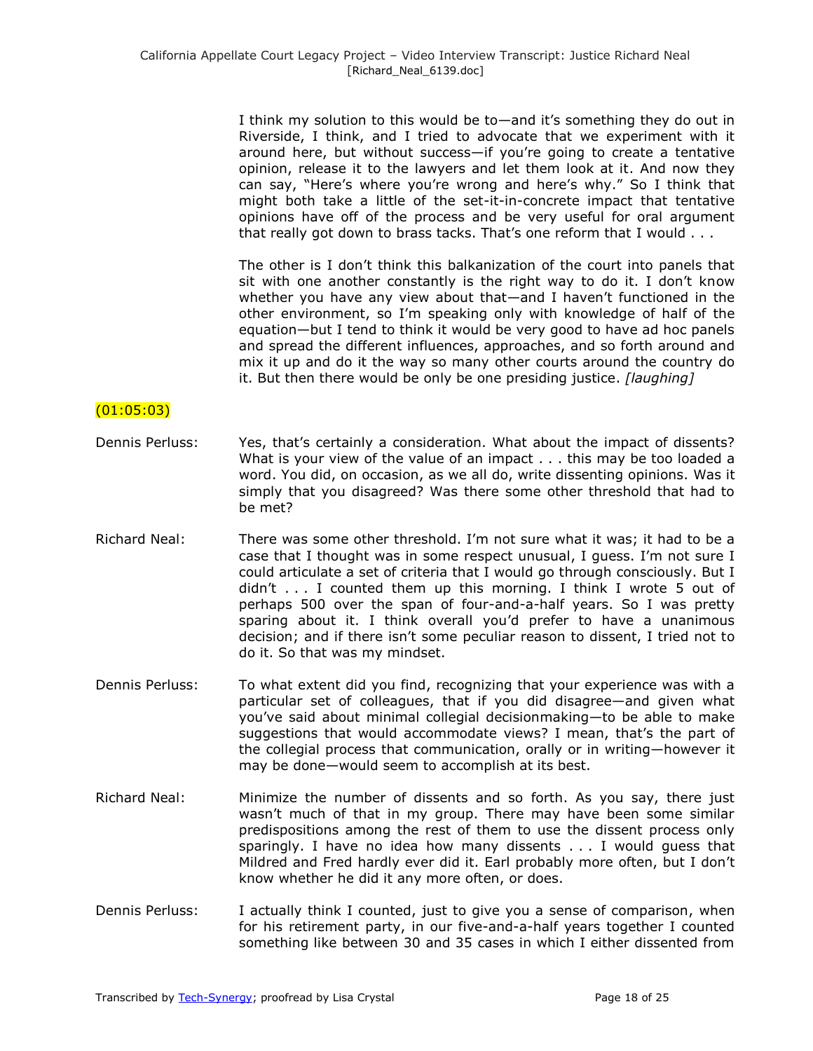I think my solution to this would be to—and it's something they do out in Riverside, I think, and I tried to advocate that we experiment with it around here, but without success—if you're going to create a tentative opinion, release it to the lawyers and let them look at it. And now they can say, "Here's where you're wrong and here's why." So I think that might both take a little of the set-it-in-concrete impact that tentative opinions have off of the process and be very useful for oral argument that really got down to brass tacks. That's one reform that I would . . .

The other is I don't think this balkanization of the court into panels that sit with one another constantly is the right way to do it. I don't know whether you have any view about that—and I haven't functioned in the other environment, so I'm speaking only with knowledge of half of the equation—but I tend to think it would be very good to have ad hoc panels and spread the different influences, approaches, and so forth around and mix it up and do it the way so many other courts around the country do it. But then there would be only be one presiding justice. *[laughing]*

(01:05:03)

Dennis Perluss: Yes, that's certainly a consideration. What about the impact of dissents? What is your view of the value of an impact . . . this may be too loaded a word. You did, on occasion, as we all do, write dissenting opinions. Was it simply that you disagreed? Was there some other threshold that had to be met?

Richard Neal: There was some other threshold. I'm not sure what it was; it had to be a case that I thought was in some respect unusual, I guess. I'm not sure I could articulate a set of criteria that I would go through consciously. But I didn't . . . I counted them up this morning. I think I wrote 5 out of perhaps 500 over the span of four-and-a-half years. So I was pretty sparing about it. I think overall you'd prefer to have a unanimous decision; and if there isn't some peculiar reason to dissent, I tried not to do it. So that was my mindset.

Dennis Perluss: To what extent did you find, recognizing that your experience was with a particular set of colleagues, that if you did disagree—and given what you've said about minimal collegial decisionmaking—to be able to make suggestions that would accommodate views? I mean, that's the part of the collegial process that communication, orally or in writing—however it may be done—would seem to accomplish at its best.

Richard Neal: Minimize the number of dissents and so forth. As you say, there just wasn't much of that in my group. There may have been some similar predispositions among the rest of them to use the dissent process only sparingly. I have no idea how many dissents . . . I would guess that Mildred and Fred hardly ever did it. Earl probably more often, but I don't know whether he did it any more often, or does.

Dennis Perluss: I actually think I counted, just to give you a sense of comparison, when for his retirement party, in our five-and-a-half years together I counted something like between 30 and 35 cases in which I either dissented from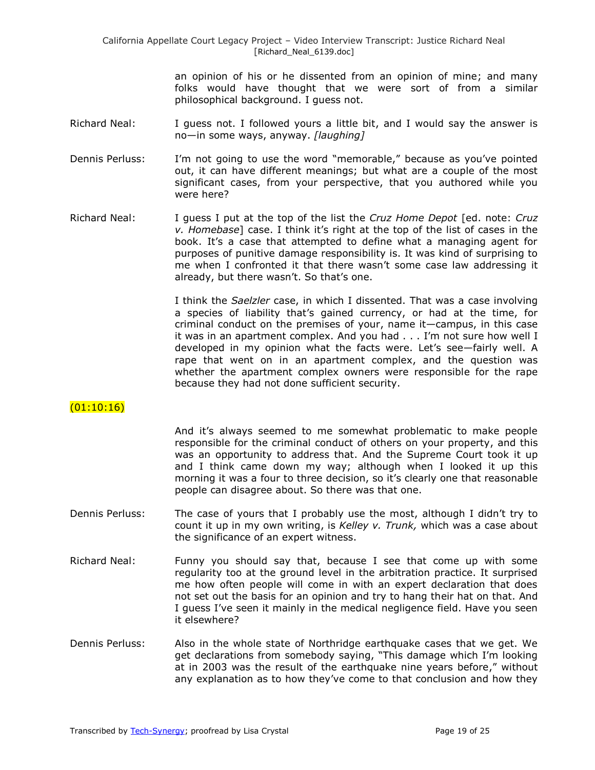an opinion of his or he dissented from an opinion of mine; and many folks would have thought that we were sort of from a similar philosophical background. I guess not.

Richard Neal: I guess not. I followed yours a little bit, and I would say the answer is no—in some ways, anyway. *[laughing]*

Dennis Perluss: I'm not going to use the word "memorable," because as you've pointed out, it can have different meanings; but what are a couple of the most significant cases, from your perspective, that you authored while you were here?

Richard Neal: I guess I put at the top of the list the *Cruz Home Depot* [ed. note: *Cruz v. Homebase*] case. I think it's right at the top of the list of cases in the book. It's a case that attempted to define what a managing agent for purposes of punitive damage responsibility is. It was kind of surprising to me when I confronted it that there wasn't some case law addressing it already, but there wasn't. So that's one.

I think the *Saelzler* case, in which I dissented. That was a case involving a species of liability that's gained currency, or had at the time, for criminal conduct on the premises of your, name it—campus, in this case it was in an apartment complex. And you had . . . I'm not sure how well I developed in my opinion what the facts were. Let's see—fairly well. A rape that went on in an apartment complex, and the question was whether the apartment complex owners were responsible for the rape because they had not done sufficient security.

(01:10:16)

And it's always seemed to me somewhat problematic to make people responsible for the criminal conduct of others on your property, and this was an opportunity to address that. And the Supreme Court took it up and I think came down my way; although when I looked it up this morning it was a four to three decision, so it's clearly one that reasonable people can disagree about. So there was that one.

Dennis Perluss: The case of yours that I probably use the most, although I didn't try to count it up in my own writing, is *Kelley v. Trunk,* which was a case about the significance of an expert witness.

Richard Neal: Funny you should say that, because I see that come up with some regularity too at the ground level in the arbitration practice. It surprised me how often people will come in with an expert declaration that does not set out the basis for an opinion and try to hang their hat on that. And I guess I've seen it mainly in the medical negligence field. Have you seen it elsewhere?

Dennis Perluss: Also in the whole state of Northridge earthquake cases that we get. We get declarations from somebody saying, "This damage which I'm looking at in 2003 was the result of the earthquake nine years before," without any explanation as to how they've come to that conclusion and how they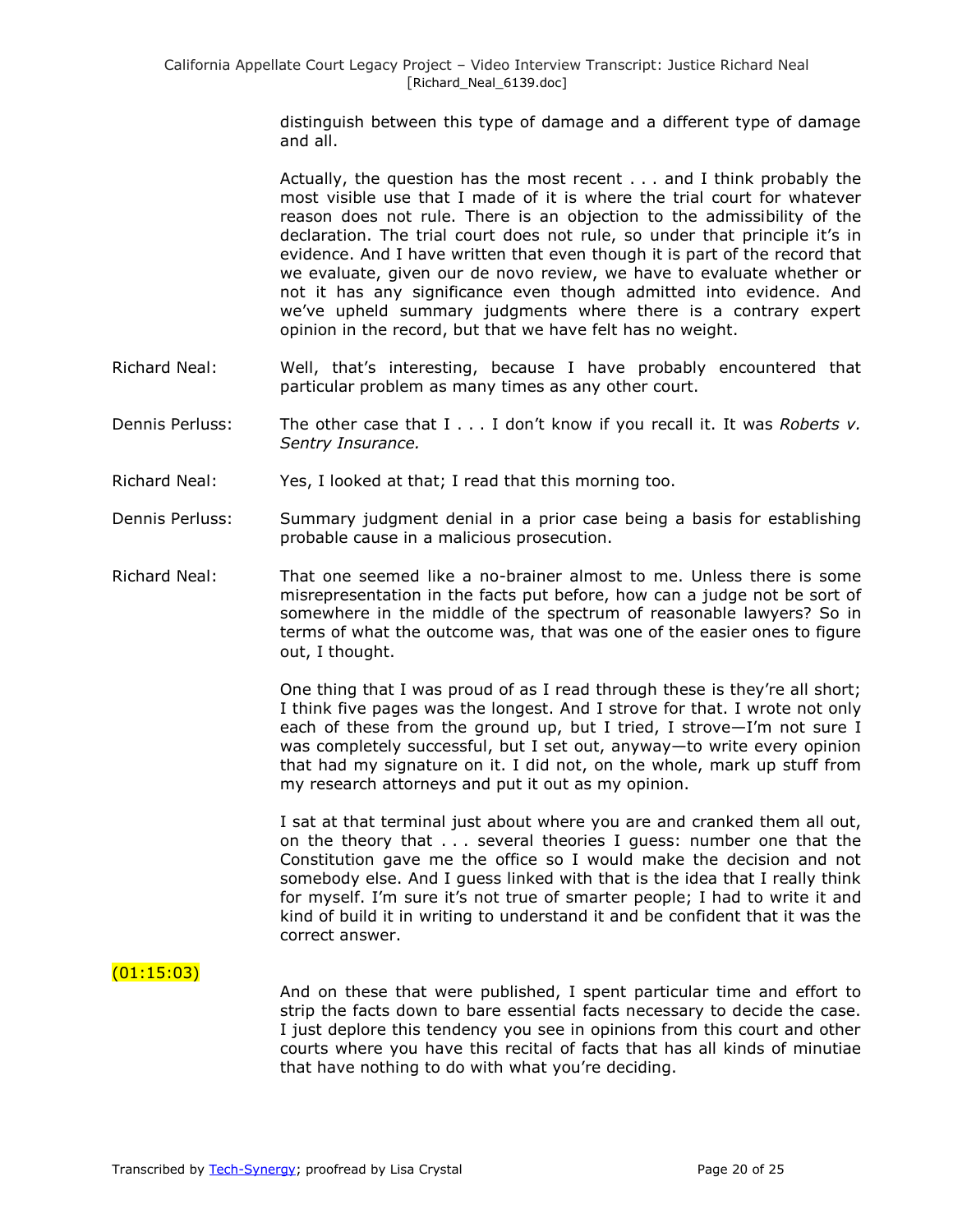distinguish between this type of damage and a different type of damage and all.

Actually, the question has the most recent . . . and I think probably the most visible use that I made of it is where the trial court for whatever reason does not rule. There is an objection to the admissibility of the declaration. The trial court does not rule, so under that principle it's in evidence. And I have written that even though it is part of the record that we evaluate, given our de novo review, we have to evaluate whether or not it has any significance even though admitted into evidence. And we've upheld summary judgments where there is a contrary expert opinion in the record, but that we have felt has no weight.

Richard Neal: Well, that's interesting, because I have probably encountered that particular problem as many times as any other court.

Dennis Perluss: The other case that I . . . I don't know if you recall it. It was *Roberts v. Sentry Insurance.*

Richard Neal: Yes, I looked at that; I read that this morning too.

Dennis Perluss: Summary judgment denial in a prior case being a basis for establishing probable cause in a malicious prosecution.

Richard Neal: That one seemed like a no-brainer almost to me. Unless there is some misrepresentation in the facts put before, how can a judge not be sort of somewhere in the middle of the spectrum of reasonable lawyers? So in terms of what the outcome was, that was one of the easier ones to figure out, I thought.

One thing that I was proud of as I read through these is they're all short; I think five pages was the longest. And I strove for that. I wrote not only each of these from the ground up, but I tried, I strove—I'm not sure I was completely successful, but I set out, anyway—to write every opinion that had my signature on it. I did not, on the whole, mark up stuff from my research attorneys and put it out as my opinion.

I sat at that terminal just about where you are and cranked them all out, on the theory that . . . several theories I guess: number one that the Constitution gave me the office so I would make the decision and not somebody else. And I guess linked with that is the idea that I really think for myself. I'm sure it's not true of smarter people; I had to write it and kind of build it in writing to understand it and be confident that it was the correct answer.

(01:15:03)

And on these that were published, I spent particular time and effort to strip the facts down to bare essential facts necessary to decide the case. I just deplore this tendency you see in opinions from this court and other courts where you have this recital of facts that has all kinds of minutiae that have nothing to do with what you're deciding.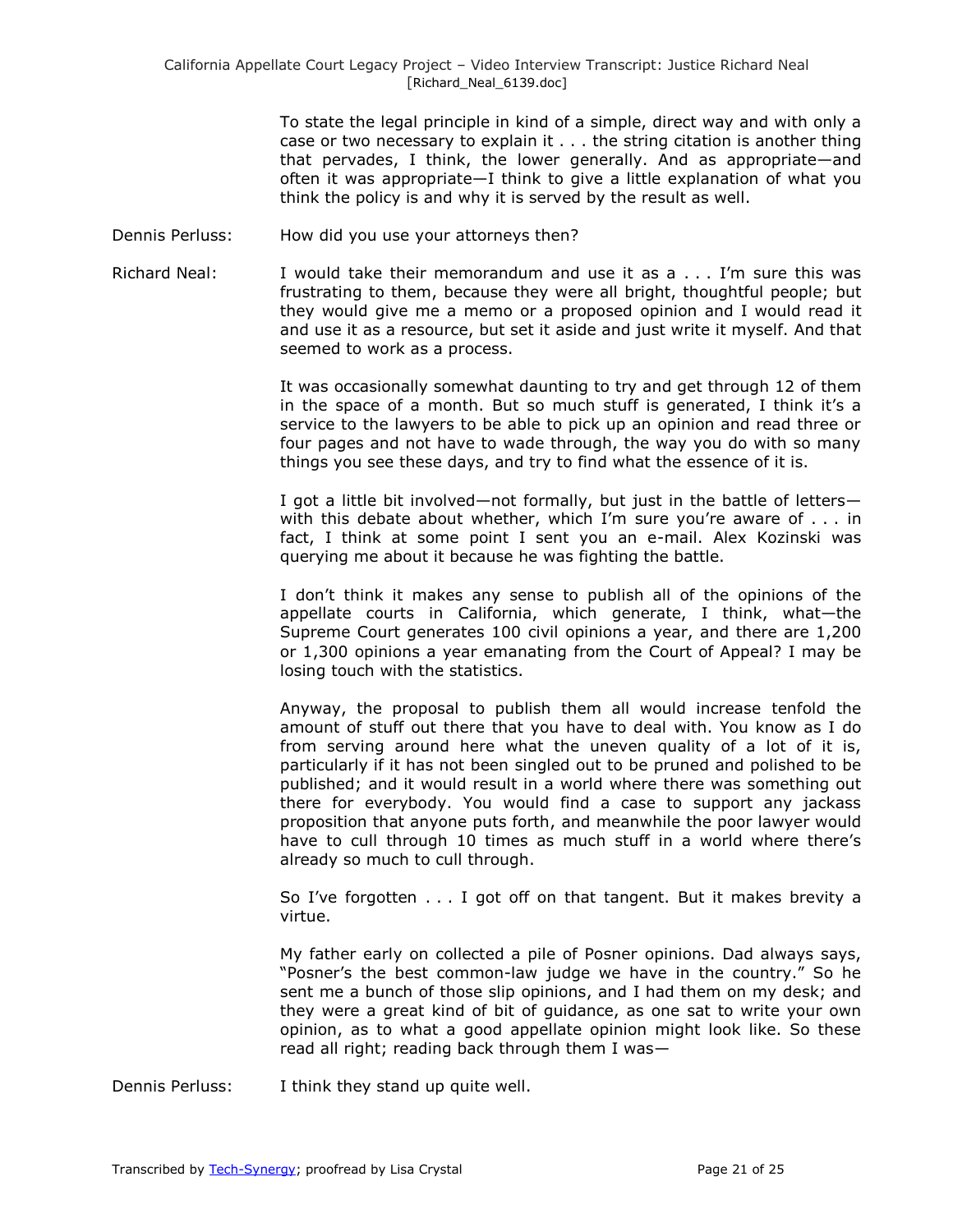To state the legal principle in kind of a simple, direct way and with only a case or two necessary to explain it . . . the string citation is another thing that pervades, I think, the lower generally. And as appropriate—and often it was appropriate—I think to give a little explanation of what you think the policy is and why it is served by the result as well.

Dennis Perluss: How did you use your attorneys then?

Richard Neal: I would take their memorandum and use it as a . . . I'm sure this was frustrating to them, because they were all bright, thoughtful people; but they would give me a memo or a proposed opinion and I would read it and use it as a resource, but set it aside and just write it myself. And that seemed to work as a process.

It was occasionally somewhat daunting to try and get through 12 of them in the space of a month. But so much stuff is generated, I think it's a service to the lawyers to be able to pick up an opinion and read three or four pages and not have to wade through, the way you do with so many things you see these days, and try to find what the essence of it is.

I got a little bit involved—not formally, but just in the battle of letters—with this debate about whether, which I'm sure you're aware of . . . in fact, I think at some point I sent you an e-mail. Alex Kozinski was querying me about it because he was fighting the battle.

I don't think it makes any sense to publish all of the opinions of the appellate courts in California, which generate, I think, what—the Supreme Court generates 100 civil opinions a year, and there are 1,200 or 1,300 opinions a year emanating from the Court of Appeal? I may be losing touch with the statistics.

Anyway, the proposal to publish them all would increase tenfold the amount of stuff out there that you have to deal with. You know as I do from serving around here what the uneven quality of a lot of it is, particularly if it has not been singled out to be pruned and polished to be published; and it would result in a world where there was something out there for everybody. You would find a case to support any jackass proposition that anyone puts forth, and meanwhile the poor lawyer would have to cull through 10 times as much stuff in a world where there's already so much to cull through.

So I've forgotten . . . I got off on that tangent. But it makes brevity a virtue.

My father early on collected a pile of Posner opinions. Dad always says, "Posner's the best common-law judge we have in the country." So he sent me a bunch of those slip opinions, and I had them on my desk; and they were a great kind of bit of guidance, as one sat to write your own opinion, as to what a good appellate opinion might look like. So these read all right; reading back through them I was—

Dennis Perluss: I think they stand up quite well.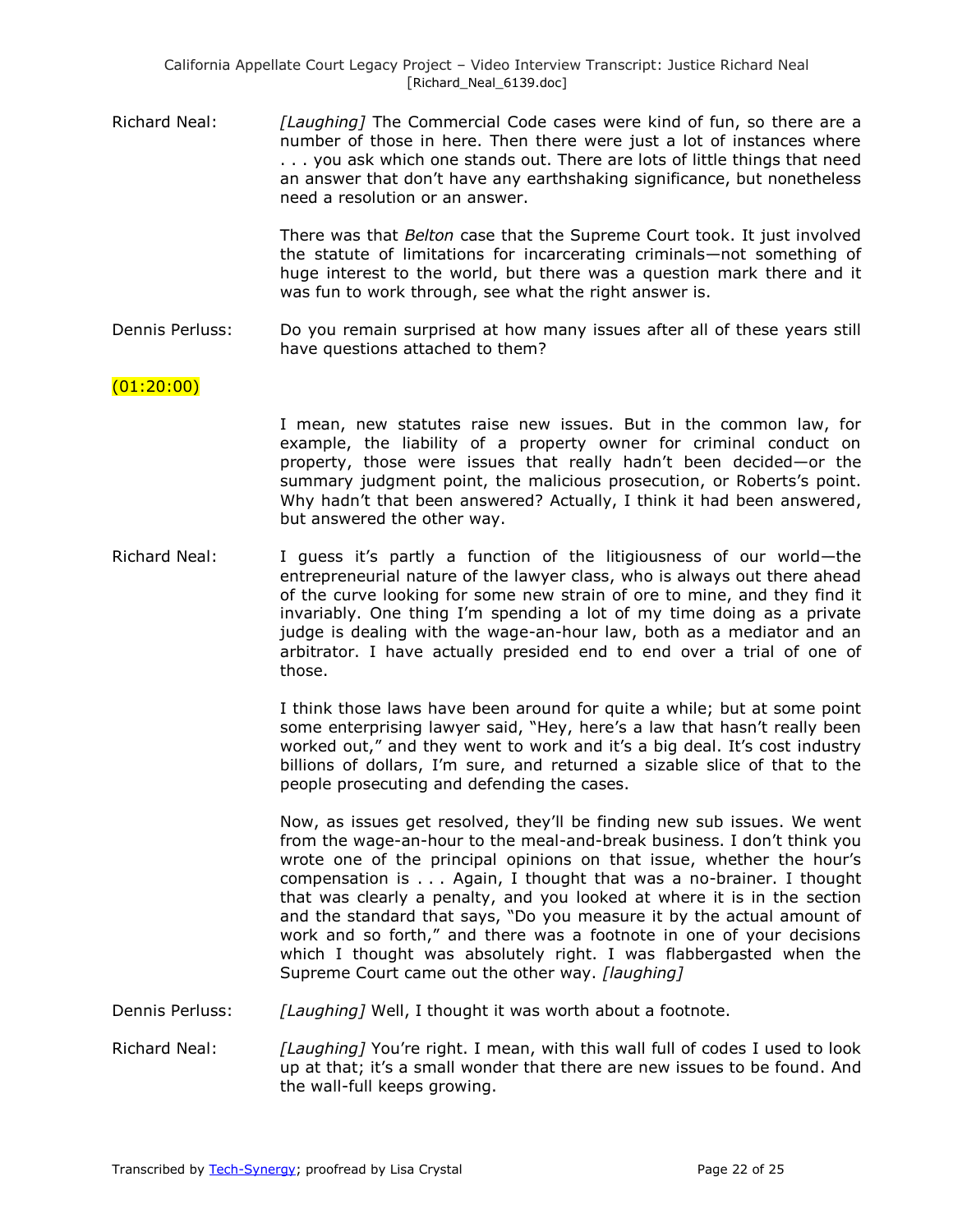Richard Neal: *[Laughing]* The Commercial Code cases were kind of fun, so there are a number of those in here. Then there were just a lot of instances where . . . you ask which one stands out. There are lots of little things that need an answer that don't have any earthshaking significance, but nonetheless need a resolution or an answer.

There was that *Belton* case that the Supreme Court took. It just involved the statute of limitations for incarcerating criminals—not something of huge interest to the world, but there was a question mark there and it was fun to work through, see what the right answer is.

Dennis Perluss: Do you remain surprised at how many issues after all of these years still have questions attached to them?

(01:20:00)

I mean, new statutes raise new issues. But in the common law, for example, the liability of a property owner for criminal conduct on property, those were issues that really hadn't been decided—or the summary judgment point, the malicious prosecution, or Roberts's point. Why hadn't that been answered? Actually, I think it had been answered, but answered the other way.

Richard Neal: I guess it's partly a function of the litigiousness of our world—the entrepreneurial nature of the lawyer class, who is always out there ahead of the curve looking for some new strain of ore to mine, and they find it invariably. One thing I'm spending a lot of my time doing as a private judge is dealing with the wage-an-hour law, both as a mediator and an arbitrator. I have actually presided end to end over a trial of one of those.

I think those laws have been around for quite a while; but at some point some enterprising lawyer said, "Hey, here's a law that hasn't really been worked out," and they went to work and it's a big deal. It's cost industry billions of dollars, I'm sure, and returned a sizable slice of that to the people prosecuting and defending the cases.

Now, as issues get resolved, they'll be finding new sub issues. We went from the wage-an-hour to the meal-and-break business. I don't think you wrote one of the principal opinions on that issue, whether the hour's compensation is . . . Again, I thought that was a no-brainer. I thought that was clearly a penalty, and you looked at where it is in the section and the standard that says, "Do you measure it by the actual amount of work and so forth," and there was a footnote in one of your decisions which I thought was absolutely right. I was flabbergasted when the Supreme Court came out the other way. *[laughing]*

Dennis Perluss: *[Laughing]* Well, I thought it was worth about a footnote.

Richard Neal: *[Laughing]* You're right. I mean, with this wall full of codes I used to look up at that; it's a small wonder that there are new issues to be found. And the wall-full keeps growing.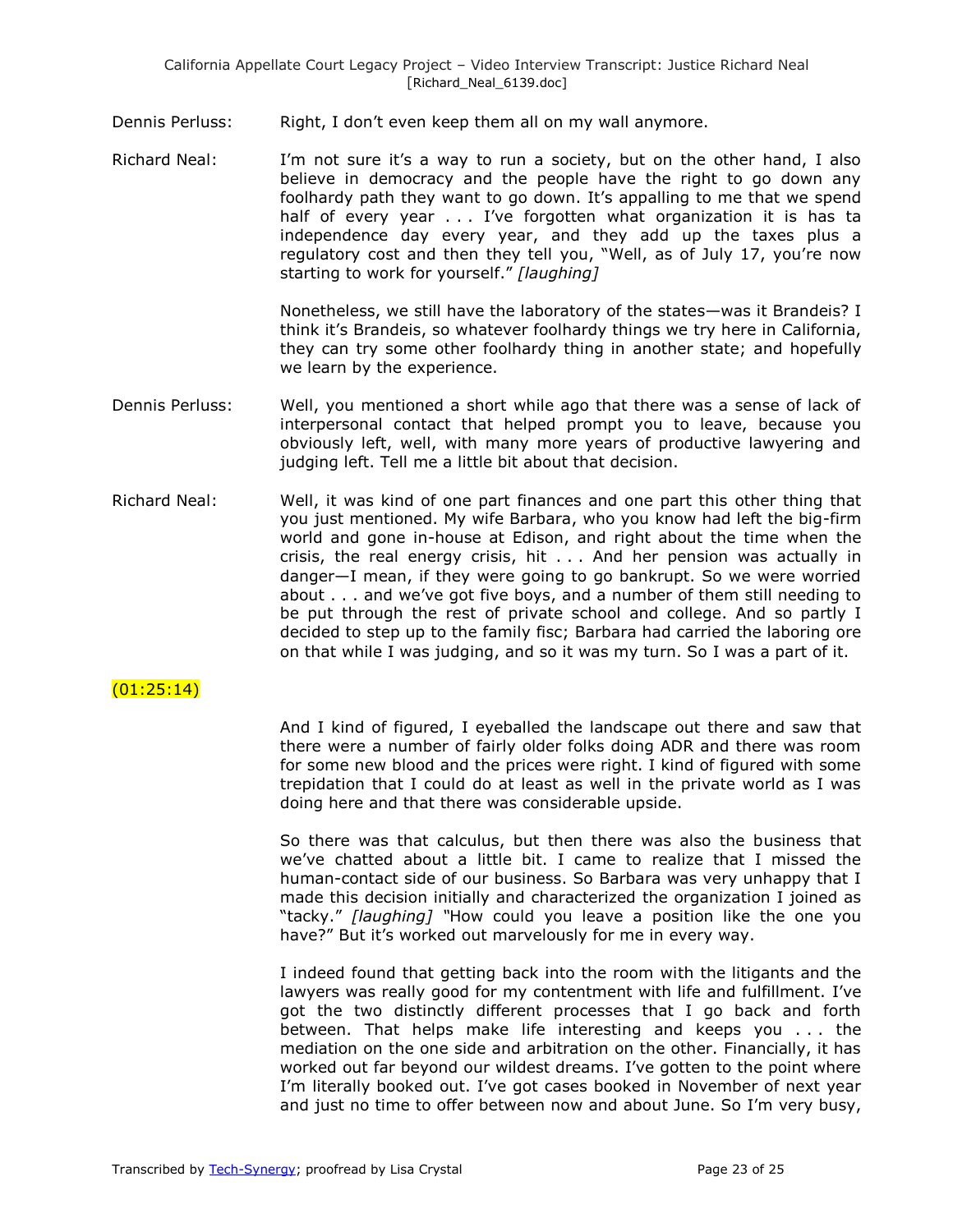Dennis Perluss: Right, I don't even keep them all on my wall anymore.

Richard Neal: I'm not sure it's a way to run a society, but on the other hand, I also believe in democracy and the people have the right to go down any foolhardy path they want to go down. It's appalling to me that we spend half of every year . . . I've forgotten what organization it is has ta independence day every year, and they add up the taxes plus a regulatory cost and then they tell you, "Well, as of July 17, you're now starting to work for yourself." *[laughing]*

Nonetheless, we still have the laboratory of the states—was it Brandeis? I think it's Brandeis, so whatever foolhardy things we try here in California, they can try some other foolhardy thing in another state; and hopefully we learn by the experience.

Dennis Perluss: Well, you mentioned a short while ago that there was a sense of lack of interpersonal contact that helped prompt you to leave, because you obviously left, well, with many more years of productive lawyering and judging left. Tell me a little bit about that decision.

Richard Neal: Well, it was kind of one part finances and one part this other thing that you just mentioned. My wife Barbara, who you know had left the big-firm world and gone in-house at Edison, and right about the time when the crisis, the real energy crisis, hit . . . And her pension was actually in danger—I mean, if they were going to go bankrupt. So we were worried about . . . and we've got five boys, and a number of them still needing to be put through the rest of private school and college. And so partly I decided to step up to the family fisc; Barbara had carried the laboring ore on that while I was judging, and so it was my turn. So I was a part of it.

(01:25:14)

And I kind of figured, I eyeballed the landscape out there and saw that there were a number of fairly older folks doing ADR and there was room for some new blood and the prices were right. I kind of figured with some trepidation that I could do at least as well in the private world as I was doing here and that there was considerable upside.

So there was that calculus, but then there was also the business that we've chatted about a little bit. I came to realize that I missed the human-contact side of our business. So Barbara was very unhappy that I made this decision initially and characterized the organization I joined as "tacky." *[laughing]* "How could you leave a position like the one you have?" But it's worked out marvelously for me in every way.

I indeed found that getting back into the room with the litigants and the lawyers was really good for my contentment with life and fulfillment. I've got the two distinctly different processes that I go back and forth between. That helps make life interesting and keeps you . . . the mediation on the one side and arbitration on the other. Financially, it has worked out far beyond our wildest dreams. I've gotten to the point where I'm literally booked out. I've got cases booked in November of next year and just no time to offer between now and about June. So I'm very busy,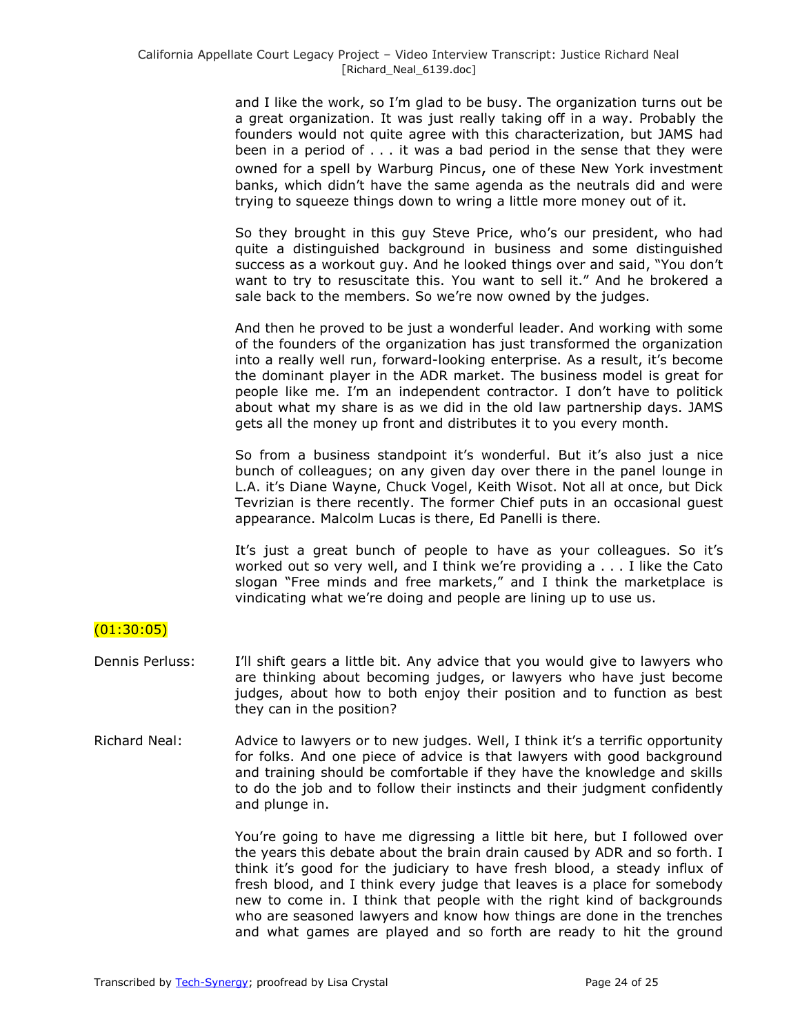and I like the work, so I'm glad to be busy. The organization turns out be a great organization. It was just really taking off in a way. Probably the founders would not quite agree with this characterization, but JAMS had been in a period of . . . it was a bad period in the sense that they were owned for a spell by Warburg Pincus, one of these New York investment banks, which didn't have the same agenda as the neutrals did and were trying to squeeze things down to wring a little more money out of it.

So they brought in this guy Steve Price, who's our president, who had quite a distinguished background in business and some distinguished success as a workout guy. And he looked things over and said, "You don't want to try to resuscitate this. You want to sell it." And he brokered a sale back to the members. So we're now owned by the judges.

And then he proved to be just a wonderful leader. And working with some of the founders of the organization has just transformed the organization into a really well run, forward-looking enterprise. As a result, it's become the dominant player in the ADR market. The business model is great for people like me. I'm an independent contractor. I don't have to politick about what my share is as we did in the old law partnership days. JAMS gets all the money up front and distributes it to you every month.

So from a business standpoint it's wonderful. But it's also just a nice bunch of colleagues; on any given day over there in the panel lounge in L.A. it's Diane Wayne, Chuck Vogel, Keith Wisot. Not all at once, but Dick Tevrizian is there recently. The former Chief puts in an occasional guest appearance. Malcolm Lucas is there, Ed Panelli is there.

It's just a great bunch of people to have as your colleagues. So it's worked out so very well, and I think we're providing a . . . I like the Cato slogan "Free minds and free markets," and I think the marketplace is vindicating what we're doing and people are lining up to use us.

(01:30:05)

Dennis Perluss: I'll shift gears a little bit. Any advice that you would give to lawyers who are thinking about becoming judges, or lawyers who have just become judges, about how to both enjoy their position and to function as best they can in the position?

Richard Neal: Advice to lawyers or to new judges. Well, I think it's a terrific opportunity for folks. And one piece of advice is that lawyers with good background and training should be comfortable if they have the knowledge and skills to do the job and to follow their instincts and their judgment confidently and plunge in.

You're going to have me digressing a little bit here, but I followed over the years this debate about the brain drain caused by ADR and so forth. I think it's good for the judiciary to have fresh blood, a steady influx of fresh blood, and I think every judge that leaves is a place for somebody new to come in. I think that people with the right kind of backgrounds who are seasoned lawyers and know how things are done in the trenches and what games are played and so forth are ready to hit the ground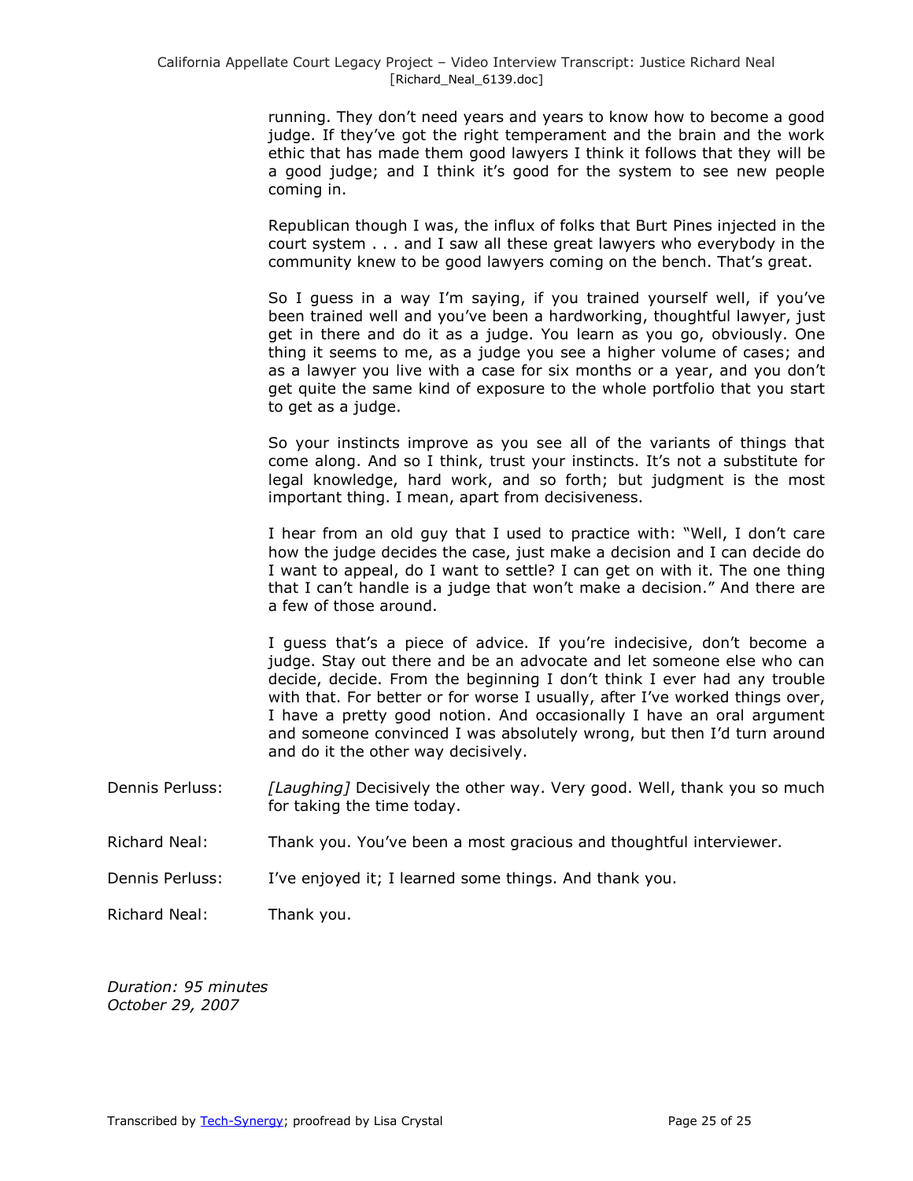running. They don't need years and years to know how to become a good judge. If they've got the right temperament and the brain and the work ethic that has made them good lawyers I think it follows that they will be a good judge; and I think it's good for the system to see new people coming in.

Republican though I was, the influx of folks that Burt Pines injected in the court system . . . and I saw all these great lawyers who everybody in the community knew to be good lawyers coming on the bench. That's great.

So I guess in a way I'm saying, if you trained yourself well, if you've been trained well and you've been a hardworking, thoughtful lawyer, just get in there and do it as a judge. You learn as you go, obviously. One thing it seems to me, as a judge you see a higher volume of cases; and as a lawyer you live with a case for six months or a year, and you don't get quite the same kind of exposure to the whole portfolio that you start to get as a judge.

So your instincts improve as you see all of the variants of things that come along. And so I think, trust your instincts. It's not a substitute for legal knowledge, hard work, and so forth; but judgment is the most important thing. I mean, apart from decisiveness.

I hear from an old guy that I used to practice with: "Well, I don't care how the judge decides the case, just make a decision and I can decide do I want to appeal, do I want to settle? I can get on with it. The one thing that I can't handle is a judge that won't make a decision." And there are a few of those around.

I guess that's a piece of advice. If you're indecisive, don't become a judge. Stay out there and be an advocate and let someone else who can decide, decide. From the beginning I don't think I ever had any trouble with that. For better or for worse I usually, after I've worked things over, I have a pretty good notion. And occasionally I have an oral argument and someone convinced I was absolutely wrong, but then I'd turn around and do it the other way decisively.

Dennis Perluss: *[Laughing]* Decisively the other way. Very good. Well, thank you so much for taking the time today.

Richard Neal: Thank you. You've been a most gracious and thoughtful interviewer.

Dennis Perluss: I've enjoyed it; I learned some things. And thank you.

Richard Neal: Thank you.

*Duration: 95 minutes*
*October 29, 2007*

Transcribed by Tech-Synergy; proofread by Lisa Crystal